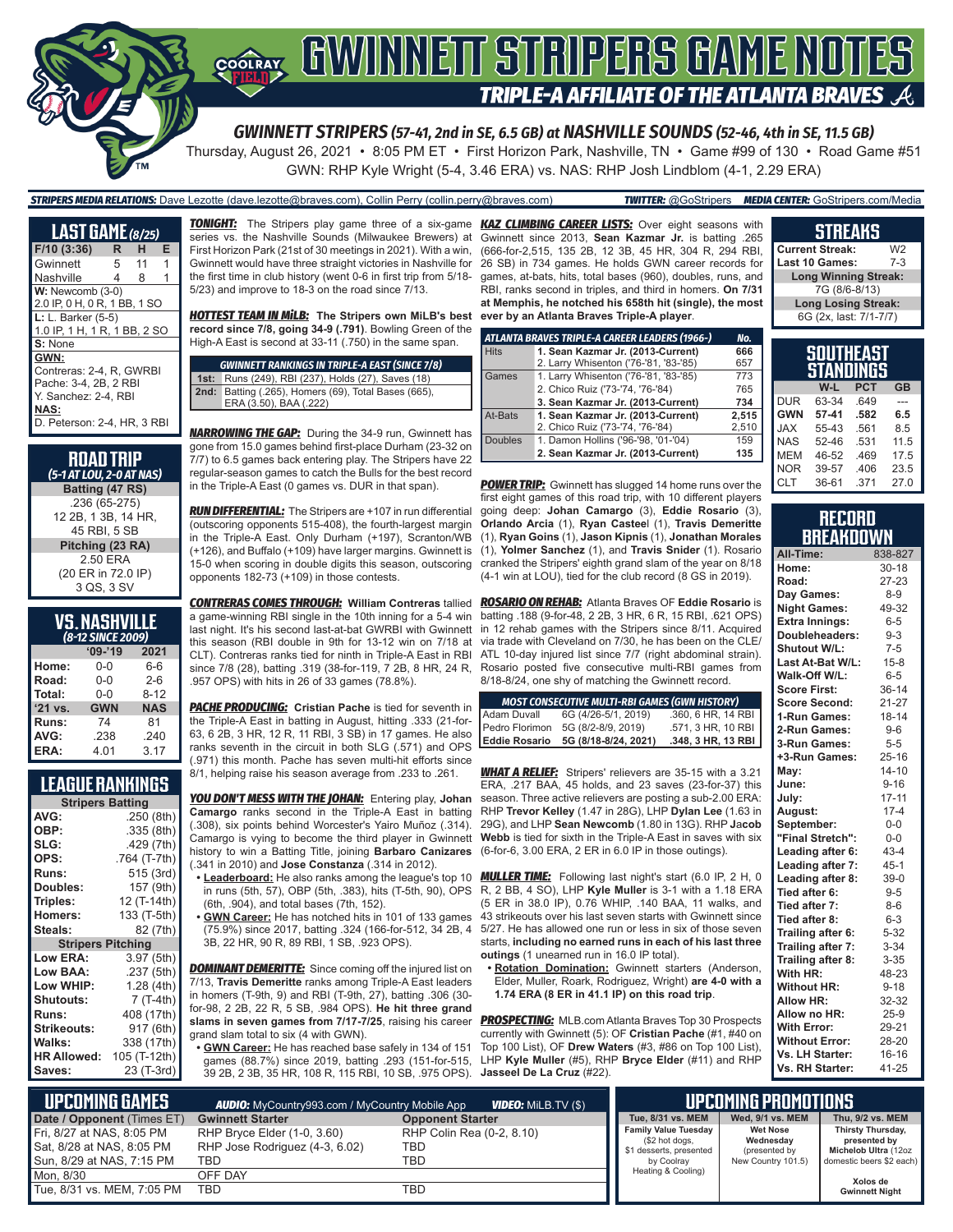# GWINNETT STRIPERS GAME NOTES

## TRIPLE-A AFFILIATE OF THE ATLANTA BRAVES

### GWINNETT STRIPERS (57-41, 2nd in SE, 6.5 GB) at NASHVILLE SOUNDS (52-46, 4th in SE, 11.5 GB)

Thursday, August 26, 2021 • 8:05 PM ET • First Horizon Park, Nashville, TN • Game #99 of 130 • Road Game #51

GWN: RHP Kyle Wright (5-4, 3.46 ERA) vs. NAS: RHP Josh Lindblom (4-1, 2.29 ERA)

**STRIPERS MEDIA RELATIONS:** Dave Lezotte (dave.lezotte@braves.com), Collin Perry (collin.perry@braves.com) **TWITTER:** @GoStripers **MEDIA CENTER:** GoStripers.com/Media

## LAST GAME (8/25)

| F/10 (3:36) | R | H | E |
|---|---|---|---|
| Gwinnett | 5 | 11 | 1 |
| Nashville | 4 | 8 | 1 |

**W:** Newcomb (3-0)
2.0 IP, 0 H, 0 R, 1 BB, 1 SO

**L:** L. Barker (5-5)
1.0 IP, 1 H, 1 R, 1 BB, 2 SO

**S:** None

**GWN:**
Contreras: 2-4, R, GWRBI
Pache: 3-4, 2B, 2 RBI
Y. Sanchez: 2-4, RBI

**NAS:**
D. Peterson: 2-4, HR, 3 RBI

## ROAD TRIP

*(5-1 AT LOU, 2-0 AT NAS)*

**Batting (47 RS)**
.236 (65-275)
12 2B, 1 3B, 14 HR,
45 RBI, 5 SB

**Pitching (23 RA)**
2.50 ERA
(20 ER in 72.0 IP)
3 QS, 3 SV

## VS. NASHVILLE

*(8-12 SINCE 2009)*

| | '09-'19 | 2021 |
|---|---|---|
| Home: | 0-0 | 6-6 |
| Road: | 0-0 | 2-6 |
| Total: | 0-0 | 8-12 |
| '21 vs. | GWN | NAS |
| Runs: | 74 | 81 |
| AVG: | .238 | .240 |
| ERA: | 4.01 | 3.17 |

## LEAGUE RANKINGS

| Stripers Batting | |
|---|---|
| AVG: | .250 (8th) |
| OBP: | .335 (8th) |
| SLG: | .429 (7th) |
| OPS: | .764 (T-7th) |
| Runs: | 515 (3rd) |
| Doubles: | 157 (9th) |
| Triples: | 12 (T-14th) |
| Homers: | 133 (T-5th) |
| Steals: | 82 (7th) |
| **Stripers Pitching** | |
| Low ERA: | 3.97 (5th) |
| Low BAA: | .237 (5th) |
| Low WHIP: | 1.28 (4th) |
| Shutouts: | 7 (T-4th) |
| Runs: | 408 (17th) |
| Strikeouts: | 917 (6th) |
| Walks: | 338 (17th) |
| HR Allowed: | 105 (T-12th) |
| Saves: | 23 (T-3rd) |

**TONIGHT:** The Stripers play game three of a six-game series vs. the Nashville Sounds (Milwaukee Brewers) at First Horizon Park (21st of 30 meetings in 2021). With a win, Gwinnett would have three straight victories in Nashville for the first time in club history (went 0-6 in first trip from 5/18-5/23) and improve to 18-3 on the road since 7/13.

**HOTTEST TEAM IN MiLB:** **The Stripers own MiLB's best record since 7/8, going 34-9 (.791)**. Bowling Green of the High-A East is second at 33-11 (.750) in the same span.

| GWINNETT RANKINGS IN TRIPLE-A EAST (SINCE 7/8) | |
|---|---|
| 1st: | Runs (249), RBI (237), Holds (27), Saves (18) |
| 2nd: | Batting (.265), Homers (69), Total Bases (665), ERA (3.50), BAA (.222) |

**NARROWING THE GAP:** During the 34-9 run, Gwinnett has gone from 15.0 games behind first-place Durham (23-32 on 7/7) to 6.5 games back entering play. The Stripers have 22 regular-season games to catch the Bulls for the best record in the Triple-A East (0 games vs. DUR in that span).

**RUN DIFFERENTIAL:** The Stripers are +107 in run differential (outscoring opponents 515-408), the fourth-largest margin in the Triple-A East. Only Durham (+197), Scranton/WB (+126), and Buffalo (+109) have larger margins. Gwinnett is 15-0 when scoring in double digits this season, outscoring opponents 182-73 (+109) in those contests.

**CONTRERAS COMES THROUGH:** **William Contreras** tallied a game-winning RBI single in the 10th inning for a 5-4 win last night. It's his second last-at-bat GWRBI with Gwinnett this season (RBI double in 9th for 13-12 win on 7/18 at CLT). Contreras ranks tied for ninth in Triple-A East in RBI since 7/8 (28), batting .319 (38-for-119, 7 2B, 8 HR, 24 R, .957 OPS) with hits in 26 of 33 games (78.8%).

**PACHE PRODUCING:** **Cristian Pache** is tied for seventh in the Triple-A East in batting in August, hitting .333 (21-for-63, 6 2B, 3 HR, 12 R, 11 RBI, 3 SB) in 17 games. He also ranks seventh in the circuit in both SLG (.571) and OPS (.971) this month. Pache has seven multi-hit efforts since 8/1, helping raise his season average from .233 to .261.

**YOU DON'T MESS WITH THE JOHAN:** Entering play, **Johan Camargo** ranks second in the Triple-A East in batting (.308), six points behind Worcester's Yairo Muñoz (.314). Camargo is vying to become the third player in Gwinnett history to win a Batting Title, joining **Barbaro Canizares** (.341 in 2010) and **Jose Constanza** (.314 in 2012).

- **Leaderboard:** He also ranks among the league's top 10 in runs (5th, 57), OBP (5th, .383), hits (T-5th, 90), OPS (6th, .904), and total bases (7th, 152).
- **GWN Career:** He has notched hits in 101 of 133 games (75.9%) since 2017, batting .324 (166-for-512, 34 2B, 4 3B, 22 HR, 90 R, 89 RBI, 1 SB, .923 OPS).

**DOMINANT DEMERITTE:** Since coming off the injured list on 7/13, **Travis Demeritte** ranks among Triple-A East leaders in homers (T-9th, 9) and RBI (T-9th, 27), batting .306 (30-for-98, 2 2B, 22 R, 5 SB, .984 OPS). **He hit three grand slams in seven games from 7/17-7/25**, raising his career grand slam total to six (4 with GWN).

- **GWN Career:** He has reached base safely in 134 of 151 games (88.7%) since 2019, batting .293 (151-for-515, 39 2B, 2 3B, 35 HR, 108 R, 115 RBI, 10 SB, .975 OPS).

**KAZ CLIMBING CAREER LISTS:** Over eight seasons with Gwinnett since 2013, **Sean Kazmar Jr.** is batting .265 (666-for-2,515, 135 2B, 12 3B, 45 HR, 304 R, 294 RBI, 26 SB) in 734 games. He holds GWN career records for games, at-bats, hits, total bases (960), doubles, runs, and RBI, ranks second in triples, and third in homers. **On 7/31 at Memphis, he notched his 658th hit (single), the most ever by an Atlanta Braves Triple-A player**.

| ATLANTA BRAVES TRIPLE-A CAREER LEADERS (1966-) | | No. |
|---|---|---|
| Hits | **1. Sean Kazmar Jr. (2013-Current)** | **666** |
| | 2. Larry Whisenton ('76-'81, '83-'85) | 657 |
| Games | 1. Larry Whisenton ('76-'81, '83-'85) | 773 |
| | 2. Chico Ruiz ('73-'74, '76-'84) | 765 |
| | **3. Sean Kazmar Jr. (2013-Current)** | **734** |
| At-Bats | **1. Sean Kazmar Jr. (2013-Current)** | **2,515** |
| | 2. Chico Ruiz ('73-'74, '76-'84) | 2,510 |
| Doubles | 1. Damon Hollins ('96-'98, '01-'04) | 159 |
| | **2. Sean Kazmar Jr. (2013-Current)** | **135** |

**POWER TRIP:** Gwinnett has slugged 14 home runs over the first eight games of this road trip, with 10 different players going deep: **Johan Camargo** (3), **Eddie Rosario** (3), **Orlando Arcia** (1), **Ryan Casteel** (1), **Travis Demeritte** (1), **Ryan Goins** (1), **Jason Kipnis** (1), **Jonathan Morales** (1), **Yolmer Sanchez** (1), and **Travis Snider** (1). Rosario cranked the Stripers' eighth grand slam of the year on 8/18 (4-1 win at LOU), tied for the club record (8 GS in 2019).

**ROSARIO ON REHAB:** Atlanta Braves OF **Eddie Rosario** is batting .188 (9-for-48, 2 2B, 3 HR, 6 R, 15 RBI, .621 OPS) in 12 rehab games with the Stripers since 8/11. Acquired via trade with Cleveland on 7/30, he has been on the CLE/ATL 10-day injured list since 7/7 (right abdominal strain). Rosario posted five consecutive multi-RBI games from 8/18-8/24, one shy of matching the Gwinnett record.

| MOST CONSECUTIVE MULTI-RBI GAMES (GWN HISTORY) | | |
|---|---|---|
| Adam Duvall | 6G (4/26-5/1, 2019) | .360, 6 HR, 14 RBI |
| Pedro Florimon | 5G (8/2-8/9, 2019) | .571, 3 HR, 10 RBI |
| **Eddie Rosario** | **5G (8/18-8/24, 2021)** | **.348, 3 HR, 13 RBI** |

**WHAT A RELIEF:** Stripers' relievers are 35-15 with a 3.21 ERA, .217 BAA, 45 holds, and 23 saves (23-for-37) this season. Three active relievers are posting a sub-2.00 ERA: RHP **Trevor Kelley** (1.47 in 28G), LHP **Dylan Lee** (1.63 in 29G), and LHP **Sean Newcomb** (1.80 in 13G). RHP **Jacob Webb** is tied for sixth in the Triple-A East in saves with six (6-for-6, 3.00 ERA, 2 ER in 6.0 IP in those outings).

**MULLER TIME:** Following last night's start (6.0 IP, 2 H, 0 R, 2 BB, 4 SO), LHP **Kyle Muller** is 3-1 with a 1.18 ERA (5 ER in 38.0 IP), 0.76 WHIP, .140 BAA, 11 walks, and 43 strikeouts over his last seven starts with Gwinnett since 5/27. He has allowed one run or less in six of those seven starts, **including no earned runs in each of his last three outings** (1 unearned run in 16.0 IP total).

- **Rotation Domination:** Gwinnett starters (Anderson, Elder, Muller, Roark, Rodriguez, Wright) **are 4-0 with a 1.74 ERA (8 ER in 41.1 IP) on this road trip**.

**PROSPECTING:** MLB.com Atlanta Braves Top 30 Prospects currently with Gwinnett (5): OF **Cristian Pache** (#1, #40 on Top 100 List), OF **Drew Waters** (#3, #86 on Top 100 List), LHP **Kyle Muller** (#5), RHP **Bryce Elder** (#11) and RHP **Jasseel De La Cruz** (#22).

## STREAKS

| | |
|---|---|
| Current Streak: | W2 |
| Last 10 Games: | 7-3 |
| **Long Winning Streak:** | |
| 7G (8/6-8/13) | |
| **Long Losing Streak:** | |
| 6G (2x, last: 7/1-7/7) | |

## SOUTHEAST STANDINGS

| | W-L | PCT | GB |
|---|---|---|---|
| DUR | 63-34 | .649 | --- |
| **GWN** | **57-41** | **.582** | **6.5** |
| JAX | 55-43 | .561 | 8.5 |
| NAS | 52-46 | .531 | 11.5 |
| MEM | 46-52 | .469 | 17.5 |
| NOR | 39-57 | .406 | 23.5 |
| CLT | 36-61 | .371 | 27.0 |

## RECORD BREAKDOWN

| | |
|---|---|
| All-Time: | 838-827 |
| Home: | 30-18 |
| Road: | 27-23 |
| Day Games: | 8-9 |
| Night Games: | 49-32 |
| Extra Innings: | 6-5 |
| Doubleheaders: | 9-3 |
| Shutout W/L: | 7-5 |
| Last At-Bat W/L: | 15-8 |
| Walk-Off W/L: | 6-5 |
| Score First: | 36-14 |
| Score Second: | 21-27 |
| 1-Run Games: | 18-14 |
| 2-Run Games: | 9-6 |
| 3-Run Games: | 5-5 |
| +3-Run Games: | 25-16 |
| May: | 14-10 |
| June: | 9-16 |
| July: | 17-11 |
| August: | 17-4 |
| September: | 0-0 |
| "Final Stretch": | 0-0 |
| Leading after 6: | 43-4 |
| Leading after 7: | 45-1 |
| Leading after 8: | 39-0 |
| Tied after 6: | 9-5 |
| Tied after 7: | 8-6 |
| Tied after 8: | 6-3 |
| Trailing after 6: | 5-32 |
| Trailing after 7: | 3-34 |
| Trailing after 8: | 3-35 |
| With HR: | 48-23 |
| Without HR: | 9-18 |
| Allow HR: | 32-32 |
| Allow no HR: | 25-9 |
| With Error: | 29-21 |
| Without Error: | 28-20 |
| Vs. LH Starter: | 16-16 |
| Vs. RH Starter: | 41-25 |

## UPCOMING GAMES

**AUDIO:** MyCountry993.com / MyCountry Mobile App **VIDEO:** MiLB.TV ($)

| Date / Opponent (Times ET) | Gwinnett Starter | Opponent Starter |
|---|---|---|
| Fri, 8/27 at NAS, 8:05 PM | RHP Bryce Elder (1-0, 3.60) | RHP Colin Rea (0-2, 8.10) |
| Sat, 8/28 at NAS, 8:05 PM | RHP Jose Rodriguez (4-3, 6.02) | TBD |
| Sun, 8/29 at NAS, 7:15 PM | TBD | TBD |
| Mon, 8/30 | OFF DAY | |
| Tue, 8/31 vs. MEM, 7:05 PM | TBD | TBD |

## UPCOMING PROMOTIONS

| Tue, 8/31 vs. MEM | Wed, 9/1 vs. MEM | Thu, 9/2 vs. MEM |
|---|---|---|
| **Family Value Tuesday** ($2 hot dogs, $1 desserts, presented by Coolray Heating & Cooling) | **Wet Nose Wednesday** (presented by New Country 101.5) | **Thirsty Thursday,** presented by **Michelob Ultra** (12oz domestic beers $2 each) **Xolos de Gwinnett Night** |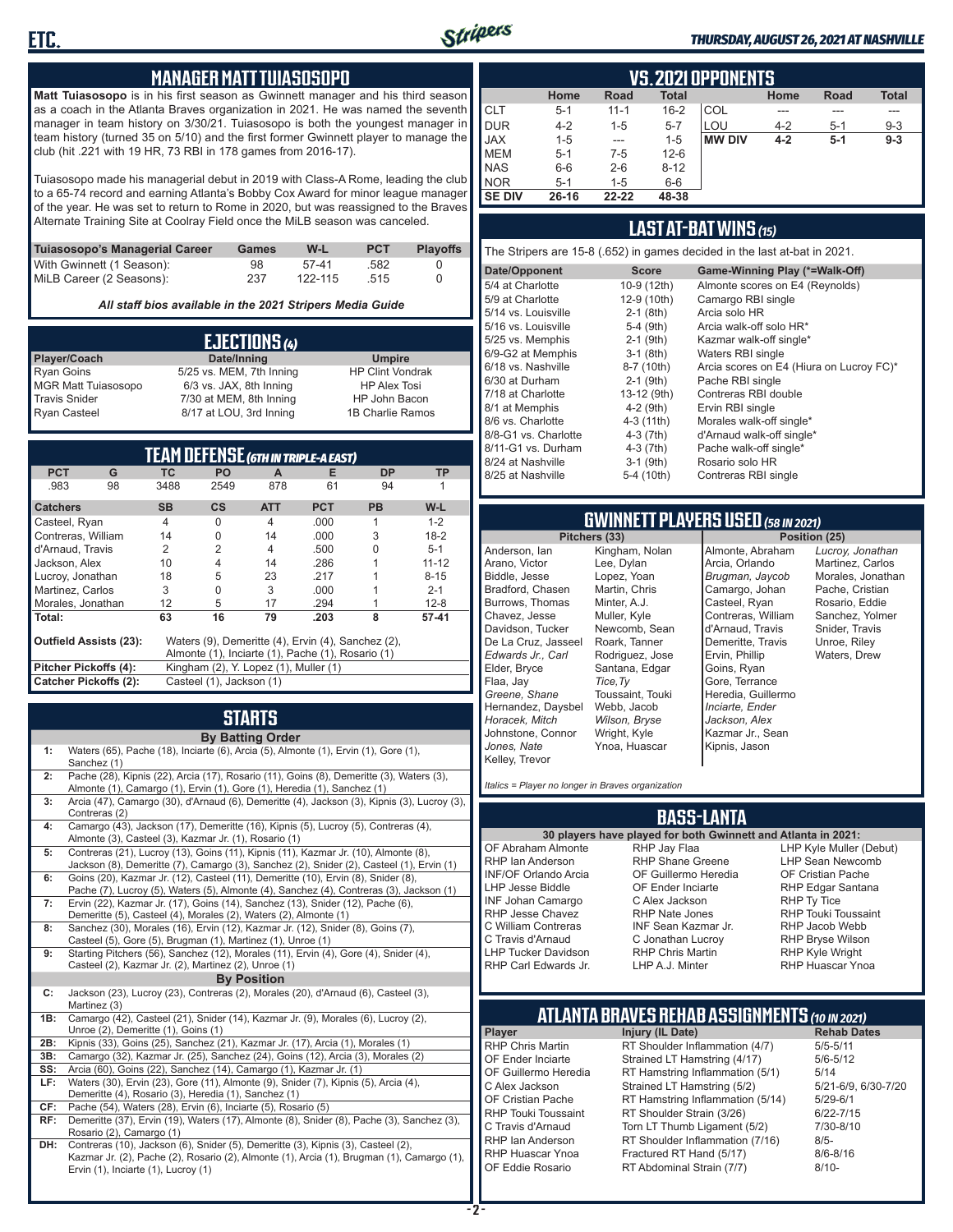## MANAGER MATT TUIASOSOPO

**Matt Tuiasosopo** is in his first season as Gwinnett manager and his third season as a coach in the Atlanta Braves organization in 2021. He was named the seventh manager in team history on 3/30/21. Tuiasosopo is both the youngest manager in team history (turned 35 on 5/10) and the first former Gwinnett player to manage the club (hit .221 with 19 HR, 73 RBI in 178 games from 2016-17).

Tuiasosopo made his managerial debut in 2019 with Class-A Rome, leading the club to a 65-74 record and earning Atlanta's Bobby Cox Award for minor league manager of the year. He was set to return to Rome in 2020, but was reassigned to the Braves Alternate Training Site at Coolray Field once the MiLB season was canceled.

| Tuiasosopo's Managerial Career | Games | W-L | PCT | Playoffs |
|---|---|---|---|---|
| With Gwinnett (1 Season): | 98 | 57-41 | .582 | 0 |
| MiLB Career (2 Seasons): | 237 | 122-115 | .515 | 0 |

*All staff bios available in the 2021 Stripers Media Guide*

## EJECTIONS (4)

| Player/Coach | Date/Inning | Umpire |
|---|---|---|
| Ryan Goins | 5/25 vs. MEM, 7th Inning | HP Clint Vondrak |
| MGR Matt Tuiasosopo | 6/3 vs. JAX, 8th Inning | HP Alex Tosi |
| Travis Snider | 7/30 at MEM, 8th Inning | HP John Bacon |
| Ryan Casteel | 8/17 at LOU, 3rd Inning | 1B Charlie Ramos |

## TEAM DEFENSE (6TH IN TRIPLE-A EAST)

| PCT | G | TC | PO | A | E | DP | TP |
|---|---|---|---|---|---|---|---|
| .983 | 98 | 3488 | 2549 | 878 | 61 | 94 | 1 |

| Catchers | SB | CS | ATT | PCT | PB | W-L |
|---|---|---|---|---|---|---|
| Casteel, Ryan | 4 | 0 | 4 | .000 | 1 | 1-2 |
| Contreras, William | 14 | 0 | 14 | .000 | 3 | 18-2 |
| d'Arnaud, Travis | 2 | 2 | 4 | .500 | 0 | 5-1 |
| Jackson, Alex | 10 | 4 | 14 | .286 | 1 | 11-12 |
| Lucroy, Jonathan | 18 | 5 | 23 | .217 | 1 | 8-15 |
| Martinez, Carlos | 3 | 0 | 3 | .000 | 1 | 2-1 |
| Morales, Jonathan | 12 | 5 | 17 | .294 | 1 | 12-8 |
| **Total:** | **63** | **16** | **79** | **.203** | **8** | **57-41** |

**Outfield Assists (23):** Waters (9), Demeritte (4), Ervin (4), Sanchez (2), Almonte (1), Inciarte (1), Pache (1), Rosario (1)

**Pitcher Pickoffs (4):** Kingham (2), Y. Lopez (1), Muller (1)

**Catcher Pickoffs (2):** Casteel (1), Jackson (1)

## STARTS

**By Batting Order**

| | |
|---|---|
| 1: | Waters (65), Pache (18), Inciarte (6), Arcia (5), Almonte (1), Ervin (1), Gore (1), Sanchez (1) |
| 2: | Pache (28), Kipnis (22), Arcia (17), Rosario (11), Goins (8), Demeritte (3), Waters (3), Almonte (1), Camargo (1), Ervin (1), Gore (1), Heredia (1), Sanchez (1) |
| 3: | Arcia (47), Camargo (30), d'Arnaud (6), Demeritte (4), Jackson (3), Kipnis (3), Lucroy (3), Contreras (2) |
| 4: | Camargo (43), Jackson (17), Demeritte (16), Kipnis (5), Lucroy (5), Contreras (4), Almonte (3), Casteel (3), Kazmar Jr. (1), Rosario (1) |
| 5: | Contreras (21), Lucroy (13), Goins (11), Kipnis (11), Kazmar Jr. (10), Almonte (8), Jackson (8), Demeritte (7), Camargo (7), Sanchez (2), Snider (2), Casteel (1), Ervin (1) |
| 6: | Goins (20), Kazmar Jr. (12), Casteel (11), Demeritte (10), Ervin (8), Snider (8), Pache (7), Lucroy (5), Waters (5), Almonte (4), Sanchez (4), Contreras (3), Jackson (1) |
| 7: | Ervin (22), Kazmar Jr. (17), Goins (14), Sanchez (13), Snider (12), Pache (6), Demeritte (5), Casteel (4), Morales (2), Waters (2), Almonte (1) |
| 8: | Sanchez (30), Morales (16), Ervin (12), Kazmar Jr. (12), Snider (8), Goins (7), Casteel (5), Gore (5), Brugman (1), Martinez (1), Unroe (1) |
| 9: | Starting Pitchers (56), Sanchez (12), Morales (11), Ervin (4), Gore (4), Snider (4), Casteel (2), Kazmar Jr. (2), Martinez (2), Unroe (1) |

**By Position**

| | |
|---|---|
| C: | Jackson (23), Lucroy (23), Contreras (22), Morales (20), d'Arnaud (6), Casteel (3), Martinez (3) |
| 1B: | Camargo (42), Casteel (21), Snider (14), Kazmar Jr. (9), Morales (6), Lucroy (2), Unroe (2), Demeritte (1), Goins (1) |
| 2B: | Kipnis (33), Goins (25), Sanchez (21), Kazmar Jr. (17), Arcia (1), Morales (1) |
| 3B: | Camargo (32), Kazmar Jr. (25), Sanchez (24), Goins (12), Arcia (3), Morales (2) |
| SS: | Arcia (60), Goins (22), Sanchez (14), Camargo (1), Kazmar Jr. (1) |
| LF: | Waters (30), Ervin (23), Gore (11), Almonte (9), Snider (7), Kipnis (5), Arcia (4), Demeritte (4), Rosario (3), Heredia (1), Sanchez (1) |
| CF: | Pache (54), Waters (28), Ervin (6), Inciarte (5), Rosario (5) |
| RF: | Demeritte (37), Ervin (19), Waters (17), Almonte (8), Snider (8), Pache (3), Sanchez (3), Rosario (2), Camargo (1) |
| DH: | Contreras (10), Jackson (6), Snider (5), Demeritte (3), Kipnis (3), Casteel (2), Kazmar Jr. (2), Pache (2), Rosario (2), Almonte (1), Arcia (1), Brugman (1), Camargo (1), Ervin (1), Inciarte (1), Lucroy (1) |

## VS. 2021 OPPONENTS

| | Home | Road | Total | | Home | Road | Total |
|---|---|---|---|---|---|---|---|
| CLT | 5-1 | 11-1 | 16-2 | COL | --- | --- | --- |
| DUR | 4-2 | 1-5 | 5-7 | LOU | 4-2 | 5-1 | 9-3 |
| JAX | 1-5 | --- | 1-5 | **MW DIV** | **4-2** | **5-1** | **9-3** |
| MEM | 5-1 | 7-5 | 12-6 | | | | |
| NAS | 6-6 | 2-6 | 8-12 | | | | |
| NOR | 5-1 | 1-5 | 6-6 | | | | |
| **SE DIV** | **26-16** | **22-22** | **48-38** | | | | |

## LAST AT-BAT WINS (15)

The Stripers are 15-8 (.652) in games decided in the last at-bat in 2021.

| Date/Opponent | Score | Game-Winning Play (*=Walk-Off) |
|---|---|---|
| 5/4 at Charlotte | 10-9 (12th) | Almonte scores on E4 (Reynolds) |
| 5/9 at Charlotte | 12-9 (10th) | Camargo RBI single |
| 5/14 vs. Louisville | 2-1 (8th) | Arcia solo HR |
| 5/16 vs. Louisville | 5-4 (9th) | Arcia walk-off solo HR* |
| 5/25 vs. Memphis | 2-1 (9th) | Kazmar walk-off single* |
| 6/9-G2 at Memphis | 3-1 (8th) | Waters RBI single |
| 6/18 vs. Nashville | 8-7 (10th) | Arcia scores on E4 (Hiura on Lucroy FC)* |
| 6/30 at Durham | 2-1 (9th) | Pache RBI single |
| 7/18 at Charlotte | 13-12 (9th) | Contreras RBI double |
| 8/1 at Memphis | 4-2 (9th) | Ervin RBI single |
| 8/6 vs. Charlotte | 4-3 (11th) | Morales walk-off single* |
| 8/8-G1 vs. Charlotte | 4-3 (7th) | d'Arnaud walk-off single* |
| 8/11-G1 vs. Durham | 4-3 (7th) | Pache walk-off single* |
| 8/24 at Nashville | 3-1 (9th) | Rosario solo HR |
| 8/25 at Nashville | 5-4 (10th) | Contreras RBI single |

## GWINNETT PLAYERS USED (58 IN 2021)

**Pitchers (33)**

Anderson, Ian
Arano, Victor
Biddle, Jesse
Bradford, Chasen
Burrows, Thomas
Chavez, Jesse
Davidson, Tucker
De La Cruz, Jasseel
*Edwards Jr., Carl*
Elder, Bryce
Flaa, Jay
*Greene, Shane*
Hernandez, Daysbel
*Horacek, Mitch*
Johnstone, Connor
*Jones, Nate*
Kelley, Trevor
Kingham, Nolan
Lee, Dylan
Lopez, Yoan
Martin, Chris
Minter, A.J.
Muller, Kyle
Newcomb, Sean
Roark, Tanner
Rodriguez, Jose
Santana, Edgar
*Tice,Ty*
Toussaint, Touki
Webb, Jacob
*Wilson, Bryse*
Wright, Kyle
Ynoa, Huascar

**Position (25)**

Almonte, Abraham
Arcia, Orlando
*Brugman, Jaycob*
Camargo, Johan
Casteel, Ryan
Contreras, William
d'Arnaud, Travis
Demeritte, Travis
Ervin, Phillip
Goins, Ryan
Gore, Terrance
Heredia, Guillermo
*Inciarte, Ender*
*Jackson, Alex*
Kazmar Jr., Sean
Kipnis, Jason
*Lucroy, Jonathan*
Martinez, Carlos
Morales, Jonathan
Pache, Cristian
Rosario, Eddie
Sanchez, Yolmer
Snider, Travis
Unroe, Riley
Waters, Drew

*Italics = Player no longer in Braves organization*

## BASS-LANTA

**30 players have played for both Gwinnett and Atlanta in 2021:**

OF Abraham Almonte
RHP Ian Anderson
INF/OF Orlando Arcia
LHP Jesse Biddle
INF Johan Camargo
RHP Jesse Chavez
C William Contreras
C Travis d'Arnaud
LHP Tucker Davidson
RHP Carl Edwards Jr.
RHP Jay Flaa
RHP Shane Greene
OF Guillermo Heredia
OF Ender Inciarte
C Alex Jackson
RHP Nate Jones
INF Sean Kazmar Jr.
C Jonathan Lucroy
RHP Chris Martin
LHP A.J. Minter
LHP Kyle Muller (Debut)
LHP Sean Newcomb
OF Cristian Pache
RHP Edgar Santana
RHP Ty Tice
RHP Touki Toussaint
RHP Jacob Webb
RHP Bryse Wilson
RHP Kyle Wright
RHP Huascar Ynoa

## ATLANTA BRAVES REHAB ASSIGNMENTS (10 IN 2021)

| Player | Injury (IL Date) | Rehab Dates |
|---|---|---|
| RHP Chris Martin | RT Shoulder Inflammation (4/7) | 5/5-5/11 |
| OF Ender Inciarte | Strained LT Hamstring (4/17) | 5/6-5/12 |
| OF Guillermo Heredia | RT Hamstring Inflammation (5/1) | 5/14 |
| C Alex Jackson | Strained LT Hamstring (5/2) | 5/21-6/9, 6/30-7/20 |
| OF Cristian Pache | RT Hamstring Inflammation (5/14) | 5/29-6/1 |
| RHP Touki Toussaint | RT Shoulder Strain (3/26) | 6/22-7/15 |
| C Travis d'Arnaud | Torn LT Thumb Ligament (5/2) | 7/30-8/10 |
| RHP Ian Anderson | RT Shoulder Inflammation (7/16) | 8/5- |
| RHP Huascar Ynoa | Fractured RT Hand (5/17) | 8/6-8/16 |
| OF Eddie Rosario | RT Abdominal Strain (7/7) | 8/10- |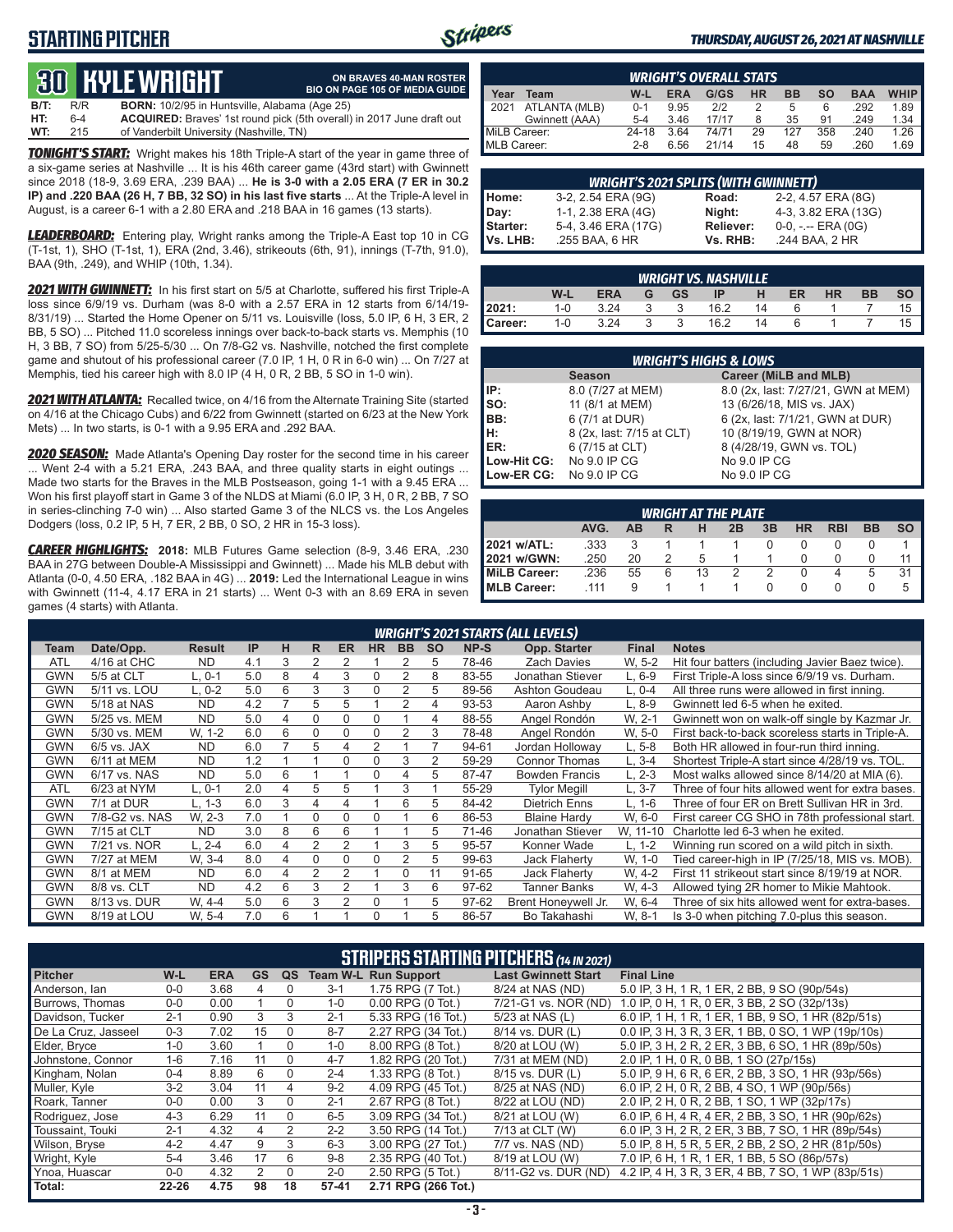## STARTING PITCHER

THURSDAY, AUGUST 26, 2021 AT NASHVILLE

# 30 KYLE WRIGHT

ON BRAVES 40-MAN ROSTER
BIO ON PAGE 105 OF MEDIA GUIDE

B/T: R/R  **BORN:** 10/2/95 in Huntsville, Alabama (Age 25)
HT: 6-4  **ACQUIRED:** Braves' 1st round pick (5th overall) in 2017 June draft out
WT: 215  of Vanderbilt University (Nashville, TN)

***TONIGHT'S START:*** Wright makes his 18th Triple-A start of the year in game three of a six-game series at Nashville ... It is his 46th career game (43rd start) with Gwinnett since 2018 (18-9, 3.69 ERA, .239 BAA) ... **He is 3-0 with a 2.05 ERA (7 ER in 30.2 IP) and .220 BAA (26 H, 7 BB, 32 SO) in his last five starts** ... At the Triple-A level in August, is a career 6-1 with a 2.80 ERA and .218 BAA in 16 games (13 starts).

***LEADERBOARD:*** Entering play, Wright ranks among the Triple-A East top 10 in CG (T-1st, 1), SHO (T-1st, 1), ERA (2nd, 3.46), strikeouts (6th, 91), innings (T-7th, 91.0), BAA (9th, .249), and WHIP (10th, 1.34).

***2021 WITH GWINNETT:*** In his first start on 5/5 at Charlotte, suffered his first Triple-A loss since 6/9/19 vs. Durham (was 8-0 with a 2.57 ERA in 12 starts from 6/14/19-8/31/19) ... Started the Home Opener on 5/11 vs. Louisville (loss, 5.0 IP, 6 H, 3 ER, 2 BB, 5 SO) ... Pitched 11.0 scoreless innings over back-to-back starts vs. Memphis (10 H, 3 BB, 7 SO) from 5/25-5/30 ... On 7/8-G2 vs. Nashville, notched the first complete game and shutout of his professional career (7.0 IP, 1 H, 0 R in 6-0 win) ... On 7/27 at Memphis, tied his career high with 8.0 IP (4 H, 0 R, 2 BB, 5 SO in 1-0 win).

***2021 WITH ATLANTA:*** Recalled twice, on 4/16 from the Alternate Training Site (started on 4/16 at the Chicago Cubs) and 6/22 from Gwinnett (started on 6/23 at the New York Mets) ... In two starts, is 0-1 with a 9.95 ERA and .292 BAA.

***2020 SEASON:*** Made Atlanta's Opening Day roster for the second time in his career ... Went 2-4 with a 5.21 ERA, .243 BAA, and three quality starts in eight outings ... Made two starts for the Braves in the MLB Postseason, going 1-1 with a 9.45 ERA ... Won his first playoff start in Game 3 of the NLDS at Miami (6.0 IP, 3 H, 0 R, 2 BB, 7 SO in series-clinching 7-0 win) ... Also started Game 3 of the NLCS vs. the Los Angeles Dodgers (loss, 0.2 IP, 5 H, 7 ER, 2 BB, 0 SO, 2 HR in 15-3 loss).

***CAREER HIGHLIGHTS:*** **2018:** MLB Futures Game selection (8-9, 3.46 ERA, .230 BAA in 27G between Double-A Mississippi and Gwinnett) ... Made his MLB debut with Atlanta (0-0, 4.50 ERA, .182 BAA in 4G) ... **2019:** Led the International League in wins with Gwinnett (11-4, 4.17 ERA in 21 starts) ... Went 0-3 with an 8.69 ERA in seven games (4 starts) with Atlanta.

| WRIGHT'S OVERALL STATS | | | | | | | | | |
|---|---|---|---|---|---|---|---|---|---|
| **Year Team** | **W-L** | **ERA** | **G/GS** | **HR** | **BB** | **SO** | **BAA** | **WHIP** |
| 2021 ATLANTA (MLB) | 0-1 | 9.95 | 2/2 | 2 | 5 | 6 | .292 | 1.89 |
| Gwinnett (AAA) | 5-4 | 3.46 | 17/17 | 8 | 35 | 91 | .249 | 1.34 |
| MiLB Career: | 24-18 | 3.64 | 74/71 | 29 | 127 | 358 | .240 | 1.26 |
| MLB Career: | 2-8 | 6.56 | 21/14 | 15 | 48 | 59 | .260 | 1.69 |

| WRIGHT'S 2021 SPLITS (WITH GWINNETT) | | | |
|---|---|---|---|
| Home: | 3-2, 2.54 ERA (9G) | Road: | 2-2, 4.57 ERA (8G) |
| Day: | 1-1, 2.38 ERA (4G) | Night: | 4-3, 3.82 ERA (13G) |
| Starter: | 5-4, 3.46 ERA (17G) | Reliever: | 0-0, -.-- ERA (0G) |
| Vs. LHB: | .255 BAA, 6 HR | Vs. RHB: | .244 BAA, 2 HR |

| WRIGHT VS. NASHVILLE | W-L | ERA | G | GS | IP | H | ER | HR | BB | SO |
|---|---|---|---|---|---|---|---|---|---|---|
| 2021: | 1-0 | 3.24 | 3 | 3 | 16.2 | 14 | 6 | 1 | 7 | 15 |
| Career: | 1-0 | 3.24 | 3 | 3 | 16.2 | 14 | 6 | 1 | 7 | 15 |

| WRIGHT'S HIGHS & LOWS | Season | Career (MiLB and MLB) |
|---|---|---|
| IP: | 8.0 (7/27 at MEM) | 8.0 (2x, last: 7/27/21, GWN at MEM) |
| SO: | 11 (8/1 at MEM) | 13 (6/26/18, MIS vs. JAX) |
| BB: | 6 (7/1 at DUR) | 6 (2x, last: 7/1/21, GWN at DUR) |
| H: | 8 (2x, last: 7/15 at CLT) | 10 (8/19/19, GWN at NOR) |
| ER: | 6 (7/15 at CLT) | 8 (4/28/19, GWN vs. TOL) |
| Low-Hit CG: | No 9.0 IP CG | No 9.0 IP CG |
| Low-ER CG: | No 9.0 IP CG | No 9.0 IP CG |

| WRIGHT AT THE PLATE | AVG. | AB | R | H | 2B | 3B | HR | RBI | BB | SO |
|---|---|---|---|---|---|---|---|---|---|---|
| 2021 w/ATL: | .333 | 3 | 1 | 1 | 1 | 0 | 0 | 0 | 0 | 1 |
| 2021 w/GWN: | .250 | 20 | 2 | 5 | 1 | 1 | 0 | 0 | 0 | 11 |
| MiLB Career: | .236 | 55 | 6 | 13 | 2 | 2 | 0 | 4 | 5 | 31 |
| MLB Career: | .111 | 9 | 1 | 1 | 1 | 0 | 0 | 0 | 0 | 5 |

### WRIGHT'S 2021 STARTS (ALL LEVELS)

| Team | Date/Opp. | Result | IP | H | R | ER | HR | BB | SO | NP-S | Opp. Starter | Final | Notes |
|---|---|---|---|---|---|---|---|---|---|---|---|---|---|
| ATL | 4/16 at CHC | ND | 4.1 | 3 | 2 | 2 | 1 | 2 | 5 | 78-46 | Zach Davies | W, 5-2 | Hit four batters (including Javier Baez twice). |
| GWN | 5/5 at CLT | L, 0-1 | 5.0 | 8 | 4 | 3 | 0 | 2 | 8 | 83-55 | Jonathan Stiever | L, 6-9 | First Triple-A loss since 6/9/19 vs. Durham. |
| GWN | 5/11 vs. LOU | L, 0-2 | 5.0 | 6 | 3 | 3 | 0 | 2 | 5 | 89-56 | Ashton Goudeau | L, 0-4 | All three runs were allowed in first inning. |
| GWN | 5/18 at NAS | ND | 4.2 | 7 | 5 | 5 | 1 | 2 | 4 | 93-53 | Aaron Ashby | L, 8-9 | Gwinnett led 6-5 when he exited. |
| GWN | 5/25 vs. MEM | ND | 5.0 | 4 | 0 | 0 | 0 | 1 | 4 | 88-55 | Angel Rondón | W, 2-1 | Gwinnett won on walk-off single by Kazmar Jr. |
| GWN | 5/30 vs. MEM | W, 1-2 | 6.0 | 6 | 0 | 0 | 0 | 2 | 3 | 78-48 | Angel Rondón | W, 5-0 | First back-to-back scoreless starts in Triple-A. |
| GWN | 6/5 vs. JAX | ND | 6.0 | 7 | 5 | 4 | 2 | 1 | 7 | 94-61 | Jordan Holloway | L, 5-8 | Both HR allowed in four-run third inning. |
| GWN | 6/11 at MEM | ND | 1.2 | 1 | 1 | 0 | 0 | 3 | 2 | 59-29 | Connor Thomas | L, 3-4 | Shortest Triple-A start since 4/28/19 vs. TOL. |
| GWN | 6/17 vs. NAS | ND | 5.0 | 6 | 1 | 1 | 0 | 4 | 5 | 87-47 | Bowden Francis | L, 2-3 | Most walks allowed since 8/14/20 at MIA (6). |
| ATL | 6/23 at NYM | L, 0-1 | 2.0 | 4 | 5 | 5 | 1 | 3 | 1 | 55-29 | Tylor Megill | L, 3-7 | Three of four hits allowed went for extra bases. |
| GWN | 7/1 at DUR | L, 1-3 | 6.0 | 3 | 4 | 4 | 1 | 6 | 5 | 84-42 | Dietrich Enns | L, 1-6 | Three of four ER on Brett Sullivan HR in 3rd. |
| GWN | 7/8-G2 vs. NAS | W, 2-3 | 7.0 | 1 | 0 | 0 | 0 | 1 | 6 | 86-53 | Blaine Hardy | W, 6-0 | First career CG SHO in 78th professional start. |
| GWN | 7/15 at CLT | ND | 3.0 | 8 | 6 | 6 | 1 | 1 | 5 | 71-46 | Jonathan Stiever | W, 11-10 | Charlotte led 6-3 when he exited. |
| GWN | 7/21 vs. NOR | L, 2-4 | 6.0 | 4 | 2 | 2 | 1 | 3 | 5 | 95-57 | Konner Wade | L, 1-2 | Winning run scored on a wild pitch in sixth. |
| GWN | 7/27 at MEM | W, 3-4 | 8.0 | 4 | 0 | 0 | 0 | 2 | 5 | 99-63 | Jack Flaherty | W, 1-0 | Tied career-high in IP (7/25/18, MIS vs. MOB). |
| GWN | 8/1 at MEM | ND | 6.0 | 4 | 2 | 2 | 1 | 0 | 11 | 91-65 | Jack Flaherty | W, 4-2 | First 11 strikeout start since 8/19/19 at NOR. |
| GWN | 8/8 vs. CLT | ND | 4.2 | 6 | 3 | 2 | 1 | 3 | 6 | 97-62 | Tanner Banks | W, 4-3 | Allowed tying 2R homer to Mikie Mahtook. |
| GWN | 8/13 vs. DUR | W, 4-4 | 5.0 | 6 | 3 | 2 | 0 | 1 | 5 | 97-62 | Brent Honeywell Jr. | W, 6-4 | Three of six hits allowed went for extra-bases. |
| GWN | 8/19 at LOU | W, 5-4 | 7.0 | 6 | 1 | 1 | 0 | 1 | 5 | 86-57 | Bo Takahashi | W, 8-1 | Is 3-0 when pitching 7.0-plus this season. |

### STRIPERS STARTING PITCHERS (14 IN 2021)

| Pitcher | W-L | ERA | GS | QS | Team W-L | Run Support | Last Gwinnett Start | Final Line |
|---|---|---|---|---|---|---|---|---|
| Anderson, Ian | 0-0 | 3.68 | 4 | 0 | 3-1 | 1.75 RPG (7 Tot.) | 8/24 at NAS (ND) | 5.0 IP, 3 H, 1 R, 1 ER, 2 BB, 9 SO (90p/54s) |
| Burrows, Thomas | 0-0 | 0.00 | 1 | 0 | 1-0 | 0.00 RPG (0 Tot.) | 7/21-G1 vs. NOR (ND) | 1.0 IP, 0 H, 1 R, 0 ER, 3 BB, 2 SO (32p/13s) |
| Davidson, Tucker | 2-1 | 0.90 | 3 | 3 | 2-1 | 5.33 RPG (16 Tot.) | 5/23 at NAS (L) | 6.0 IP, 1 H, 1 R, 1 ER, 1 BB, 9 SO, 1 HR (82p/51s) |
| De La Cruz, Jasseel | 0-3 | 7.02 | 15 | 0 | 8-7 | 2.27 RPG (34 Tot.) | 8/14 vs. DUR (L) | 0.0 IP, 3 H, 3 R, 3 ER, 1 BB, 0 SO, 1 WP (19p/10s) |
| Elder, Bryce | 1-0 | 3.60 | 1 | 0 | 1-0 | 8.00 RPG (8 Tot.) | 8/20 at LOU (W) | 5.0 IP, 3 H, 2 R, 2 ER, 3 BB, 6 SO, 1 HR (89p/50s) |
| Johnstone, Connor | 1-6 | 7.16 | 11 | 0 | 4-7 | 1.82 RPG (20 Tot.) | 7/31 at MEM (ND) | 2.0 IP, 1 H, 0 R, 0 BB, 1 SO (27p/15s) |
| Kingham, Nolan | 0-4 | 8.89 | 6 | 0 | 2-4 | 1.33 RPG (8 Tot.) | 8/15 vs. DUR (L) | 5.0 IP, 9 H, 6 R, 6 ER, 2 BB, 3 SO, 1 HR (93p/56s) |
| Muller, Kyle | 3-2 | 3.04 | 11 | 4 | 9-2 | 4.09 RPG (45 Tot.) | 8/25 at NAS (ND) | 6.0 IP, 2 H, 0 R, 2 BB, 4 SO, 1 WP (90p/56s) |
| Roark, Tanner | 0-0 | 0.00 | 3 | 0 | 2-1 | 2.67 RPG (8 Tot.) | 8/22 at LOU (ND) | 2.0 IP, 2 H, 0 R, 2 BB, 1 SO, 1 WP (32p/17s) |
| Rodriguez, Jose | 4-3 | 6.29 | 11 | 0 | 6-5 | 3.09 RPG (34 Tot.) | 8/21 at LOU (W) | 6.0 IP, 6 H, 4 R, 4 ER, 2 BB, 3 SO, 1 HR (90p/62s) |
| Toussaint, Touki | 2-1 | 4.32 | 4 | 2 | 2-2 | 3.50 RPG (14 Tot.) | 7/13 at CLT (W) | 6.0 IP, 3 H, 2 R, 2 ER, 3 BB, 7 SO, 1 HR (89p/54s) |
| Wilson, Bryse | 4-2 | 4.47 | 9 | 3 | 6-3 | 3.00 RPG (27 Tot.) | 7/7 vs. NAS (ND) | 5.0 IP, 8 H, 5 R, 5 ER, 2 BB, 2 SO, 2 HR (81p/50s) |
| Wright, Kyle | 5-4 | 3.46 | 17 | 6 | 9-8 | 2.35 RPG (40 Tot.) | 8/19 at LOU (W) | 7.0 IP, 6 H, 1 R, 1 ER, 1 BB, 5 SO (86p/57s) |
| Ynoa, Huascar | 0-0 | 4.32 | 2 | 0 | 2-0 | 2.50 RPG (5 Tot.) | 8/11-G2 vs. DUR (ND) | 4.2 IP, 4 H, 3 R, 3 ER, 4 BB, 7 SO, 1 WP (83p/51s) |
| Total: | 22-26 | 4.75 | 98 | 18 | 57-41 | 2.71 RPG (266 Tot.) | | |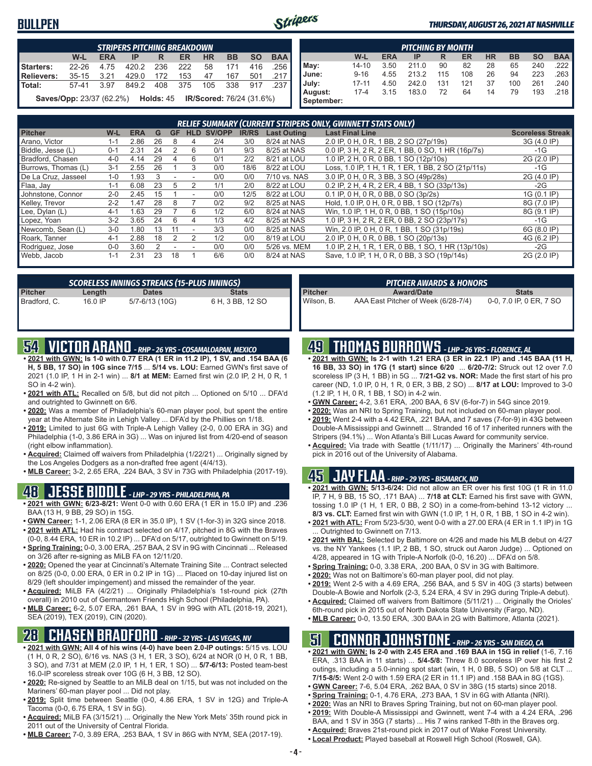# BULLPEN

*THURSDAY, AUGUST 26, 2021 AT NASHVILLE*

| STRIPERS PITCHING BREAKDOWN | | | | | | | | | |
|---|---|---|---|---|---|---|---|---|---|
| | W-L | ERA | IP | R | ER | HR | BB | SO | BAA |
| Starters: | 22-26 | 4.75 | 420.2 | 236 | 222 | 58 | 171 | 416 | .256 |
| Relievers: | 35-15 | 3.21 | 429.0 | 172 | 153 | 47 | 167 | 501 | .217 |
| Total: | 57-41 | 3.97 | 849.2 | 408 | 375 | 105 | 338 | 917 | .237 |

**Saves/Opp:** 23/37 (62.2%) **Holds:** 45 **IR/Scored:** 76/24 (31.6%)

| PITCHING BY MONTH | | | | | | | | | |
|---|---|---|---|---|---|---|---|---|---|
| | W-L | ERA | IP | R | ER | HR | BB | SO | BAA |
| May: | 14-10 | 3.50 | 211.0 | 90 | 82 | 28 | 65 | 240 | .222 |
| June: | 9-16 | 4.55 | 213.2 | 115 | 108 | 26 | 94 | 223 | .263 |
| July: | 17-11 | 4.50 | 242.0 | 131 | 121 | 37 | 100 | 261 | .240 |
| August: | 17-4 | 3.15 | 183.0 | 72 | 64 | 14 | 79 | 193 | .218 |
| September: | | | | | | | | | |

| RELIEF SUMMARY (CURRENT STRIPERS ONLY, GWINNETT STATS ONLY) | | | | | | | | | | |
|---|---|---|---|---|---|---|---|---|---|---|
| Pitcher | W-L | ERA | G | GF | HLD | SV/OPP | IR/RS | Last Outing | Last Final Line | Scoreless Streak |
| Arano, Victor | 1-1 | 2.86 | 26 | 8 | 4 | 2/4 | 3/0 | 8/24 at NAS | 2.0 IP, 0 H, 0 R, 1 BB, 2 SO (27p/19s) | 3G (4.0 IP) |
| Biddle, Jesse (L) | 0-1 | 2.31 | 24 | 2 | 6 | 0/1 | 9/3 | 8/25 at NAS | 0.0 IP, 3 H, 2 R, 2 ER, 1 BB, 0 SO, 1 HR (16p/7s) | -1G |
| Bradford, Chasen | 4-0 | 4.14 | 29 | 4 | 6 | 0/1 | 2/2 | 8/21 at LOU | 1.0 IP, 2 H, 0 R, 0 BB, 1 SO (12p/10s) | 2G (2.0 IP) |
| Burrows, Thomas (L) | 3-1 | 2.55 | 26 | 1 | 3 | 0/0 | 18/6 | 8/22 at LOU | Loss, 1.0 IP, 1 H, 1 R, 1 ER, 1 BB, 2 SO (21p/11s) | -1G |
| De La Cruz, Jasseel | 1-0 | 1.93 | 3 | - | - | 0/0 | 0/0 | 7/10 vs. NAS | 3.0 IP, 0 H, 0 R, 3 BB, 3 SO (49p/28s) | 2G (4.0 IP) |
| Flaa, Jay | 1-1 | 6.08 | 23 | 5 | 2 | 1/1 | 2/0 | 8/22 at LOU | 0.2 IP, 2 H, 4 R, 2 ER, 4 BB, 1 SO (33p/13s) | -2G |
| Johnstone, Connor | 2-0 | 2.45 | 15 | 1 | - | 0/0 | 12/5 | 8/22 at LOU | 0.1 IP, 0 H, 0 R, 0 BB, 0 SO (3p/2s) | 1G (0.1 IP) |
| Kelley, Trevor | 2-2 | 1.47 | 28 | 8 | 7 | 0/2 | 9/2 | 8/25 at NAS | Hold, 1.0 IP, 0 H, 0 R, 0 BB, 1 SO (12p/7s) | 8G (7.0 IP) |
| Lee, Dylan (L) | 4-1 | 1.63 | 29 | 7 | 6 | 1/2 | 6/0 | 8/24 at NAS | Win, 1.0 IP, 1 H, 0 R, 0 BB, 1 SO (15p/10s) | 8G (9.1 IP) |
| Lopez, Yoan | 3-2 | 3.65 | 24 | 6 | 4 | 1/3 | 4/2 | 8/25 at NAS | 1.0 IP, 3 H, 2 R, 2 ER, 0 BB, 2 SO (23p/17s) | -1G |
| Newcomb, Sean (L) | 3-0 | 1.80 | 13 | 11 | - | 3/3 | 0/0 | 8/25 at NAS | Win, 2.0 IP, 0 H, 0 R, 1 BB, 1 SO (31p/19s) | 6G (8.0 IP) |
| Roark, Tanner | 4-1 | 2.88 | 18 | 2 | 2 | 1/2 | 0/0 | 8/19 at LOU | 2.0 IP, 0 H, 0 R, 0 BB, 1 SO (20p/13s) | 4G (6.2 IP) |
| Rodriguez, Jose | 0-0 | 3.60 | 2 | - | - | 0/0 | 0/0 | 5/26 vs. MEM | 1.0 IP, 2 H, 1 R, 1 ER, 0 BB, 1 SO, 1 HR (13p/10s) | -2G |
| Webb, Jacob | 1-1 | 2.31 | 23 | 18 | 1 | 6/6 | 0/0 | 8/24 at NAS | Save, 1.0 IP, 1 H, 0 R, 0 BB, 3 SO (19p/14s) | 2G (2.0 IP) |

| SCORELESS INNINGS STREAKS (15-PLUS INNINGS) | | | |
|---|---|---|---|
| Pitcher | Length | Dates | Stats |
| Bradford, C. | 16.0 IP | 5/7-6/13 (10G) | 6 H, 3 BB, 12 SO |

| PITCHER AWARDS & HONORS | | |
|---|---|---|
| Pitcher | Award/Date | Stats |
| Wilson, B. | AAA East Pitcher of Week (6/28-7/4) | 0-0, 7.0 IP, 0 ER, 7 SO |

## 54 VICTOR ARANO - RHP - 26 YRS - COSAMALOAPAN, MEXICO

- **2021 with GWN: Is 1-0 with 0.77 ERA (1 ER in 11.2 IP), 1 SV, and .154 BAA (6 H, 5 BB, 17 SO) in 10G since 7/15** ... **5/14 vs. LOU:** Earned GWN's first save of 2021 (1.0 IP, 1 H in 2-1 win) ... **8/1 at MEM:** Earned first win (2.0 IP, 2 H, 0 R, 1 SO in 4-2 win).
- **2021 with ATL:** Recalled on 5/8, but did not pitch ... Optioned on 5/10 ... DFA'd and outrighted to Gwinnett on 6/6.
- **2020:** Was a member of Philadelphia's 60-man player pool, but spent the entire year at the Alternate Site in Lehigh Valley ... DFA'd by the Phillies on 1/18.
- **2019:** Limited to just 6G with Triple-A Lehigh Valley (2-0, 0.00 ERA in 3G) and Philadelphia (1-0, 3.86 ERA in 3G) ... Was on injured list from 4/20-end of season (right elbow inflammation).
- **Acquired:** Claimed off waivers from Philadelphia (1/22/21) ... Originally signed by the Los Angeles Dodgers as a non-drafted free agent (4/4/13).
- **MLB Career:** 3-2, 2.65 ERA, .224 BAA, 3 SV in 73G with Philadelphia (2017-19).

## 48 JESSE BIDDLE - LHP - 29 YRS - PHILADELPHIA, PA

- **2021 with GWN:** 6/23-8/21: Went 0-0 with 0.60 ERA (1 ER in 15.0 IP) and .236 BAA (13 H, 9 BB, 29 SO) in 15G.
- **GWN Career:** 1-1, 2.06 ERA (8 ER in 35.0 IP), 1 SV (1-for-3) in 32G since 2018.
- **2021 with ATL:** Had his contract selected on 4/17, pitched in 8G with the Braves (0-0, 8.44 ERA, 10 ER in 10.2 IP) ... DFA'd on 5/17, outrighted to Gwinnett on 5/19.
- **Spring Training:** 0-0, 3.00 ERA, .257 BAA, 2 SV in 9G with Cincinnati ... Released on 3/26 after re-signing as MiLB FA on 12/11/20.
- **2020:** Opened the year at Cincinnati's Alternate Training Site ... Contract selected on 8/25 (0-0, 0.00 ERA, 0 ER in 0.2 IP in 1G) ... Placed on 10-day injured list on 8/29 (left shoulder impingement) and missed the remainder of the year.
- **Acquired:** MiLB FA (4/2/21) ... Originally Philadelphia's 1st-round pick (27th overall) in 2010 out of Germantown Friends High School (Philadelphia, PA).
- **MLB Career:** 6-2, 5.07 ERA, .261 BAA, 1 SV in 99G with ATL (2018-19, 2021), SEA (2019), TEX (2019), CIN (2020).

## 28 CHASEN BRADFORD - RHP - 32 YRS - LAS VEGAS, NV

- **2021 with GWN: All 4 of his wins (4-0) have been 2.0-IP outings:** 5/15 vs. LOU (1 H, 0 R, 2 SO), 6/16 vs. NAS (3 H, 1 ER, 3 SO), 6/24 at NOR (0 H, 0 R, 1 BB, 3 SO), and 7/31 at MEM (2.0 IP, 1 H, 1 ER, 1 SO) ... **5/7-6/13:** Posted team-best 16.0-IP scoreless streak over 10G (6 H, 3 BB, 12 SO).
- **2020:** Re-signed by Seattle to an MiLB deal on 1/15, but was not included on the Mariners' 60-man player pool ... Did not play.
- **2019:** Split time between Seattle (0-0, 4.86 ERA, 1 SV in 12G) and Triple-A Tacoma (0-0, 6.75 ERA, 1 SV in 5G).
- **Acquired:** MiLB FA (3/15/21) ... Originally the New York Mets' 35th round pick in 2011 out of the University of Central Florida.
- **MLB Career:** 7-0, 3.89 ERA, .253 BAA, 1 SV in 86G with NYM, SEA (2017-19).

## 49 THOMAS BURROWS - LHP - 26 YRS - FLORENCE, AL

- **2021 with GWN: Is 2-1 with 1.21 ERA (3 ER in 22.1 IP) and .145 BAA (11 H, 16 BB, 33 SO) in 17G (1 start) since 6/20** ... **6/20-7/2:** Struck out 12 over 7.0 scoreless IP (3 H, 1 BB) in 5G ... **7/21-G2 vs. NOR:** Made the first start of his pro career (ND, 1.0 IP, 0 H, 1 R, 0 ER, 3 BB, 2 SO) ... **8/17 at LOU:** Improved to 3-0 (1.2 IP, 1 H, 0 R, 1 BB, 1 SO) in 4-2 win.
- **GWN Career:** 4-2, 3.61 ERA, .200 BAA, 6 SV (6-for-7) in 54G since 2019.
- **2020:** Was an NRI to Spring Training, but not included on 60-man player pool.
- **2019:** Went 2-4 with a 4.42 ERA, .221 BAA, and 7 saves (7-for-9) in 43G between Double-A Mississippi and Gwinnett ... Stranded 16 of 17 inherited runners with the Stripers (94.1%) ... Won Atlanta's Bill Lucas Award for community service.
- **Acquired:** Via trade with Seattle (1/11/17) ... Originally the Mariners' 4th-round pick in 2016 out of the University of Alabama.

## 45 JAY FLAA - RHP - 29 YRS - BISMARCK, ND

- **2021 with GWN: 5/13-6/24:** Did not allow an ER over his first 10G (1 R in 11.0 IP, 7 H, 9 BB, 15 SO, .171 BAA) ... **7/18 at CLT:** Earned his first save with GWN, tossing 1.0 IP (1 H, 1 ER, 0 BB, 2 SO) in a come-from-behind 13-12 victory ... **8/3 vs. CLT:** Earned first win with GWN (1.0 IP, 1 H, 0 R, 1 BB, 1 SO in 4-2 win).
- **2021 with ATL:** From 5/23-5/30, went 0-0 with a 27.00 ERA (4 ER in 1.1 IP) in 1G ... Outrighted to Gwinnett on 7/13.
- **2021 with BAL:** Selected by Baltimore on 4/26 and made his MLB debut on 4/27 vs. the NY Yankees (1.1 IP, 2 BB, 1 SO, struck out Aaron Judge) ... Optioned on 4/28, appeared in 1G with Triple-A Norfolk (0-0, 16.20) ... DFA'd on 5/8.
- **Spring Training:** 0-0, 3.38 ERA, .200 BAA, 0 SV in 3G with Baltimore.
- **2020:** Was not on Baltimore's 60-man player pool, did not play.
- **2019:** Went 2-5 with a 4.69 ERA, .256 BAA, and 5 SV in 40G (3 starts) between Double-A Bowie and Norfolk (2-3, 5.24 ERA, 4 SV in 29G during Triple-A debut).
- **Acquired:** Claimed off waivers from Baltimore (5/11/21) ... Originally the Orioles' 6th-round pick in 2015 out of North Dakota State University (Fargo, ND).
- **MLB Career:** 0-0, 13.50 ERA, .300 BAA in 2G with Baltimore, Atlanta (2021).

## 51 CONNOR JOHNSTONE - RHP - 26 YRS - SAN DIEGO, CA

- **2021 with GWN: Is 2-0 with 2.45 ERA and .169 BAA in 15G in relief** (1-6, 7.16 ERA, .313 BAA in 11 starts) ... **5/4-5/8:** Threw 8.0 scoreless IP over his first 2 outings, including a 5.0-inning spot start (win, 1 H, 0 BB, 5 SO) on 5/8 at CLT ... **7/15-8/5:** Went 2-0 with 1.59 ERA (2 ER in 11.1 IP) and .158 BAA in 8G (1GS).
- **GWN Career:** 7-6, 5.04 ERA, .262 BAA, 0 SV in 38G (15 starts) since 2018.
- **Spring Training:** 0-1, 4.76 ERA, .273 BAA, 1 SV in 6G with Atlanta (NRI).
- **2020:** Was an NRI to Braves Spring Training, but not on 60-man player pool.
- **2019:** With Double-A Mississippi and Gwinnett, went 7-4 with a 4.24 ERA, .296 BAA, and 1 SV in 35G (7 starts) ... His 7 wins ranked T-8th in the Braves org.
- **Acquired:** Braves 21st-round pick in 2017 out of Wake Forest University.
- **Local Product:** Played baseball at Roswell High School (Roswell, GA).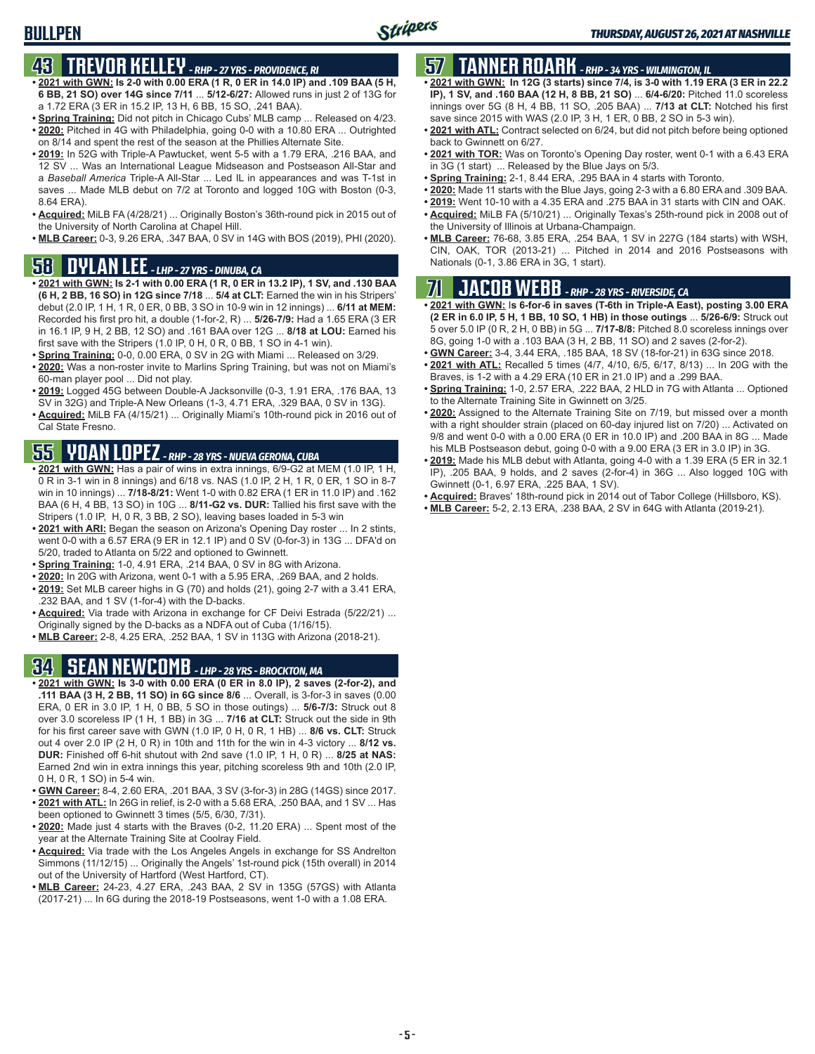# BULLPEN

*THURSDAY, AUGUST 26, 2021 AT NASHVILLE*

## 43 TREVOR KELLEY - *RHP - 27 YRS - PROVIDENCE, RI*

- **2021 with GWN: Is 2-0 with 0.00 ERA (1 R, 0 ER in 14.0 IP) and .109 BAA (5 H, 6 BB, 21 SO) over 14G since 7/11** ... **5/12-6/27:** Allowed runs in just 2 of 13G for a 1.72 ERA (3 ER in 15.2 IP, 13 H, 6 BB, 15 SO, .241 BAA).
- **Spring Training:** Did not pitch in Chicago Cubs' MLB camp ... Released on 4/23.
- **2020:** Pitched in 4G with Philadelphia, going 0-0 with a 10.80 ERA ... Outrighted on 8/14 and spent the rest of the season at the Phillies Alternate Site.
- **2019:** In 52G with Triple-A Pawtucket, went 5-5 with a 1.79 ERA, .216 BAA, and 12 SV ... Was an International League Midseason and Postseason All-Star and a *Baseball America* Triple-A All-Star ... Led IL in appearances and was T-1st in saves ... Made MLB debut on 7/2 at Toronto and logged 10G with Boston (0-3, 8.64 ERA).
- **Acquired:** MiLB FA (4/28/21) ... Originally Boston's 36th-round pick in 2015 out of the University of North Carolina at Chapel Hill.
- **MLB Career:** 0-3, 9.26 ERA, .347 BAA, 0 SV in 14G with BOS (2019), PHI (2020).

## 58 DYLAN LEE - *LHP - 27 YRS - DINUBA, CA*

- **2021 with GWN: Is 2-1 with 0.00 ERA (1 R, 0 ER in 13.2 IP), 1 SV, and .130 BAA (6 H, 2 BB, 16 SO) in 12G since 7/18** ... **5/4 at CLT:** Earned the win in his Stripers' debut (2.0 IP, 1 H, 1 R, 0 ER, 0 BB, 3 SO in 10-9 win in 12 innings) ... **6/11 at MEM:** Recorded his first pro hit, a double (1-for-2, R) ... **5/26-7/9:** Had a 1.65 ERA (3 ER in 16.1 IP, 9 H, 2 BB, 12 SO) and .161 BAA over 12G ... **8/18 at LOU:** Earned his first save with the Stripers (1.0 IP, 0 H, 0 R, 0 BB, 1 SO in 4-1 win).
- **Spring Training:** 0-0, 0.00 ERA, 0 SV in 2G with Miami ... Released on 3/29.
- **2020:** Was a non-roster invite to Marlins Spring Training, but was not on Miami's 60-man player pool ... Did not play.
- **2019:** Logged 45G between Double-A Jacksonville (0-3, 1.91 ERA, .176 BAA, 13 SV in 32G) and Triple-A New Orleans (1-3, 4.71 ERA, .329 BAA, 0 SV in 13G).
- **Acquired:** MiLB FA (4/15/21) ... Originally Miami's 10th-round pick in 2016 out of Cal State Fresno.

## 55 YOAN LOPEZ - *RHP - 28 YRS - NUEVA GERONA, CUBA*

- **2021 with GWN:** Has a pair of wins in extra innings, 6/9-G2 at MEM (1.0 IP, 1 H, 0 R in 3-1 win in 8 innings) and 6/18 vs. NAS (1.0 IP, 2 H, 1 R, 0 ER, 1 SO in 8-7 win in 10 innings) ... **7/18-8/21:** Went 1-0 with 0.82 ERA (1 ER in 11.0 IP) and .162 BAA (6 H, 4 BB, 13 SO) in 10G ... **8/11-G2 vs. DUR:** Tallied his first save with the Stripers (1.0 IP, H, 0 R, 3 BB, 2 SO), leaving bases loaded in 5-3 win
- **2021 with ARI:** Began the season on Arizona's Opening Day roster ... In 2 stints, went 0-0 with a 6.57 ERA (9 ER in 12.1 IP) and 0 SV (0-for-3) in 13G ... DFA'd on 5/20, traded to Atlanta on 5/22 and optioned to Gwinnett.
- **Spring Training:** 1-0, 4.91 ERA, .214 BAA, 0 SV in 8G with Arizona.
- **2020:** In 20G with Arizona, went 0-1 with a 5.95 ERA, .269 BAA, and 2 holds.
- **2019:** Set MLB career highs in G (70) and holds (21), going 2-7 with a 3.41 ERA, .232 BAA, and 1 SV (1-for-4) with the D-backs.
- **Acquired:** Via trade with Arizona in exchange for CF Deivi Estrada (5/22/21) ... Originally signed by the D-backs as a NDFA out of Cuba (1/16/15).
- **MLB Career:** 2-8, 4.25 ERA, .252 BAA, 1 SV in 113G with Arizona (2018-21).

## 34 SEAN NEWCOMB - *LHP - 28 YRS - BROCKTON, MA*

- **2021 with GWN: Is 3-0 with 0.00 ERA (0 ER in 8.0 IP), 2 saves (2-for-2), and .111 BAA (3 H, 2 BB, 11 SO) in 6G since 8/6** ... Overall, is 3-for-3 in saves (0.00 ERA, 0 ER in 3.0 IP, 1 H, 0 BB, 5 SO in those outings) ... **5/6-7/3:** Struck out 8 over 3.0 scoreless IP (1 H, 1 BB) in 3G ... **7/16 at CLT:** Struck out the side in 9th for his first career save with GWN (1.0 IP, 0 H, 0 R, 1 HB) ... **8/6 vs. CLT:** Struck out 4 over 2.0 IP (2 H, 0 R) in 10th and 11th for the win in 4-3 victory ... **8/12 vs. DUR:** Finished off 6-hit shutout with 2nd save (1.0 IP, 1 H, 0 R) ... **8/25 at NAS:** Earned 2nd win in extra innings this year, pitching scoreless 9th and 10th (2.0 IP, 0 H, 0 R, 1 SO) in 5-4 win.
- **GWN Career:** 8-4, 2.60 ERA, .201 BAA, 3 SV (3-for-3) in 28G (14GS) since 2017.
- **2021 with ATL:** In 26G in relief, is 2-0 with a 5.68 ERA, .250 BAA, and 1 SV ... Has been optioned to Gwinnett 3 times (5/5, 6/30, 7/31).
- **2020:** Made just 4 starts with the Braves (0-2, 11.20 ERA) ... Spent most of the year at the Alternate Training Site at Coolray Field.
- **Acquired:** Via trade with the Los Angeles Angels in exchange for SS Andrelton Simmons (11/12/15) ... Originally the Angels' 1st-round pick (15th overall) in 2014 out of the University of Hartford (West Hartford, CT).
- **MLB Career:** 24-23, 4.27 ERA, .243 BAA, 2 SV in 135G (57GS) with Atlanta (2017-21) ... In 6G during the 2018-19 Postseasons, went 1-0 with a 1.08 ERA.

## 57 TANNER ROARK - *RHP - 34 YRS - WILMINGTON, IL*

- **2021 with GWN: In 12G (3 starts) since 7/4, is 3-0 with 1.19 ERA (3 ER in 22.2 IP), 1 SV, and .160 BAA (12 H, 8 BB, 21 SO)** ... **6/4-6/20:** Pitched 11.0 scoreless innings over 5G (8 H, 4 BB, 11 SO, .205 BAA) ... **7/13 at CLT:** Notched his first save since 2015 with WAS (2.0 IP, 3 H, 1 ER, 0 BB, 2 SO in 5-3 win).
- **2021 with ATL:** Contract selected on 6/24, but did not pitch before being optioned back to Gwinnett on 6/27.
- **2021 with TOR:** Was on Toronto's Opening Day roster, went 0-1 with a 6.43 ERA in 3G (1 start) ... Released by the Blue Jays on 5/3.
- **Spring Training:** 2-1, 8.44 ERA, .295 BAA in 4 starts with Toronto.
- **2020:** Made 11 starts with the Blue Jays, going 2-3 with a 6.80 ERA and .309 BAA.
- **2019:** Went 10-10 with a 4.35 ERA and .275 BAA in 31 starts with CIN and OAK.
- **Acquired:** MiLB FA (5/10/21) ... Originally Texas's 25th-round pick in 2008 out of the University of Illinois at Urbana-Champaign.
- **MLB Career:** 76-68, 3.85 ERA, .254 BAA, 1 SV in 227G (184 starts) with WSH, CIN, OAK, TOR (2013-21) ... Pitched in 2014 and 2016 Postseasons with Nationals (0-1, 3.86 ERA in 3G, 1 start).

## 71 JACOB WEBB - *RHP - 28 YRS - RIVERSIDE, CA*

- **2021 with GWN:** I**s 6-for-6 in saves (T-6th in Triple-A East), posting 3.00 ERA (2 ER in 6.0 IP, 5 H, 1 BB, 10 SO, 1 HB) in those outings** ... **5/26-6/9:** Struck out 5 over 5.0 IP (0 R, 2 H, 0 BB) in 5G ... **7/17-8/8:** Pitched 8.0 scoreless innings over 8G, going 1-0 with a .103 BAA (3 H, 2 BB, 11 SO) and 2 saves (2-for-2).
- **GWN Career:** 3-4, 3.44 ERA, .185 BAA, 18 SV (18-for-21) in 63G since 2018.
- **2021 with ATL:** Recalled 5 times (4/7, 4/10, 6/5, 6/17, 8/13) ... In 20G with the Braves, is 1-2 with a 4.29 ERA (10 ER in 21.0 IP) and a .299 BAA.
- **Spring Training:** 1-0, 2.57 ERA, .222 BAA, 2 HLD in 7G with Atlanta ... Optioned to the Alternate Training Site in Gwinnett on 3/25.
- **2020:** Assigned to the Alternate Training Site on 7/19, but missed over a month with a right shoulder strain (placed on 60-day injured list on 7/20) ... Activated on 9/8 and went 0-0 with a 0.00 ERA (0 ER in 10.0 IP) and .200 BAA in 8G ... Made his MLB Postseason debut, going 0-0 with a 9.00 ERA (3 ER in 3.0 IP) in 3G.
- **2019:** Made his MLB debut with Atlanta, going 4-0 with a 1.39 ERA (5 ER in 32.1 IP), .205 BAA, 9 holds, and 2 saves (2-for-4) in 36G ... Also logged 10G with Gwinnett (0-1, 6.97 ERA, .225 BAA, 1 SV).
- **Acquired:** Braves' 18th-round pick in 2014 out of Tabor College (Hillsboro, KS).
- **MLB Career:** 5-2, 2.13 ERA, .238 BAA, 2 SV in 64G with Atlanta (2019-21).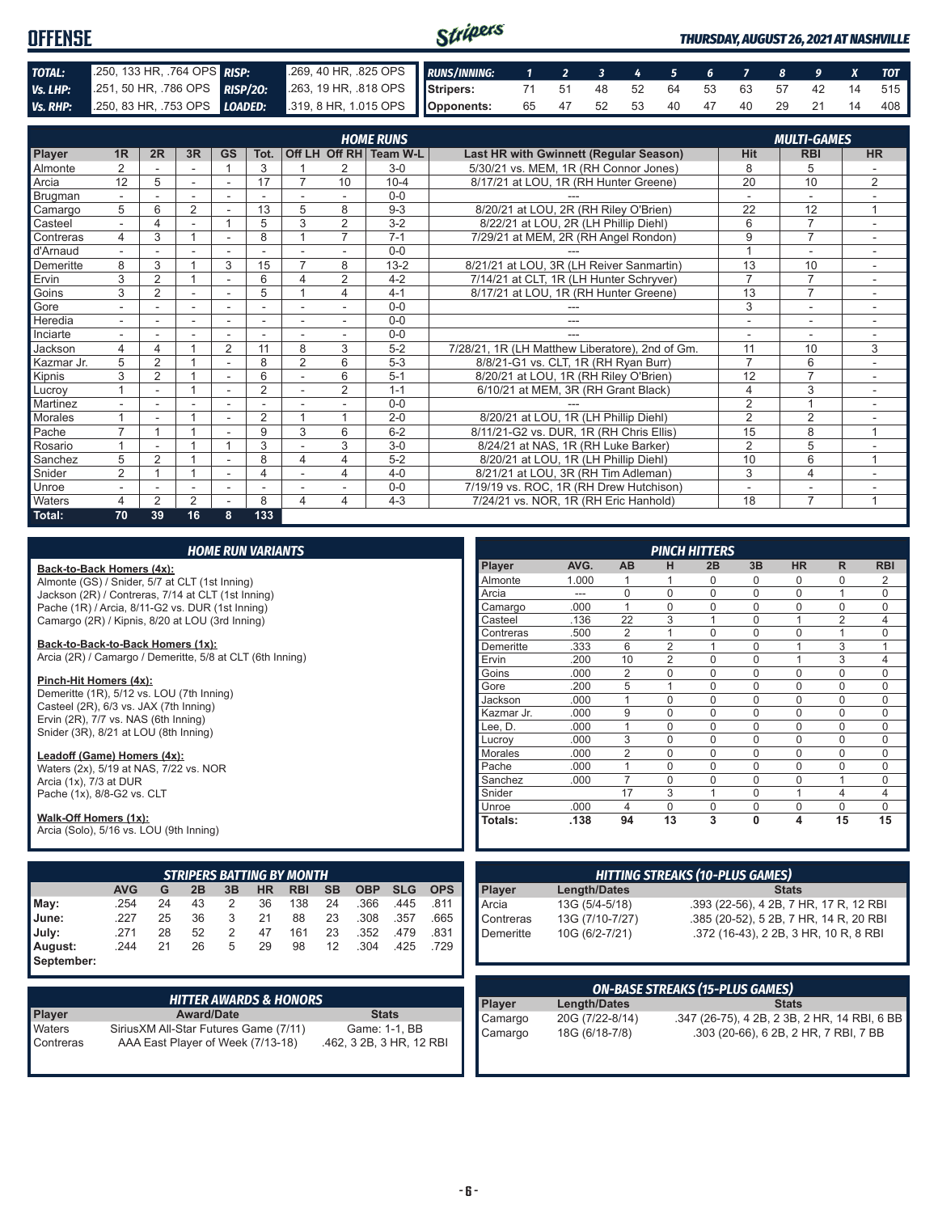# OFFENSE

*THURSDAY, AUGUST 26, 2021 AT NASHVILLE*

| | | | |
|---|---|---|---|
| **TOTAL:** | .250, 133 HR, .764 OPS | **RISP:** | .269, 40 HR, .825 OPS |
| **Vs. LHP:** | .251, 50 HR, .786 OPS | **RISP/2O:** | .263, 19 HR, .818 OPS |
| **Vs. RHP:** | .250, 83 HR, .753 OPS | **LOADED:** | .319, 8 HR, 1.015 OPS |

| RUNS/INNING: | 1 | 2 | 3 | 4 | 5 | 6 | 7 | 8 | 9 | X | TOT |
|---|---|---|---|---|---|---|---|---|---|---|---|
| Stripers: | 71 | 51 | 48 | 52 | 64 | 53 | 63 | 57 | 42 | 14 | 515 |
| Opponents: | 65 | 47 | 52 | 53 | 40 | 47 | 40 | 29 | 21 | 14 | 408 |

## HOME RUNS / MULTI-GAMES

| Player | 1R | 2R | 3R | GS | Tot. | Off LH | Off RH | Team W-L | Last HR with Gwinnett (Regular Season) | Hit | RBI | HR |
|---|---|---|---|---|---|---|---|---|---|---|---|---|
| Almonte | 2 | - | - | 1 | 3 | 1 | 2 | 3-0 | 5/30/21 vs. MEM, 1R (RH Connor Jones) | 8 | 5 | - |
| Arcia | 12 | 5 | - | - | 17 | 7 | 10 | 10-4 | 8/17/21 at LOU, 1R (RH Hunter Greene) | 20 | 10 | 2 |
| Brugman | - | - | - | - | - | - | - | 0-0 | --- | - | - | - |
| Camargo | 5 | 6 | 2 | - | 13 | 5 | 8 | 9-3 | 8/20/21 at LOU, 2R (RH Riley O'Brien) | 22 | 12 | 1 |
| Casteel | - | 4 | - | 1 | 5 | 3 | 2 | 3-2 | 8/22/21 at LOU, 2R (LH Phillip Diehl) | 6 | 7 | - |
| Contreras | 4 | 3 | 1 | - | 8 | 1 | 7 | 7-1 | 7/29/21 at MEM, 2R (RH Angel Rondon) | 9 | 7 | - |
| d'Arnaud | - | - | - | - | - | - | - | 0-0 | --- | 1 | - | - |
| Demeritte | 8 | 3 | 1 | 3 | 15 | 7 | 8 | 13-2 | 8/21/21 at LOU, 3R (LH Reiver Sanmartin) | 13 | 10 | - |
| Ervin | 3 | 2 | 1 | - | 6 | 4 | 2 | 4-2 | 7/14/21 at CLT, 1R (LH Hunter Schryver) | 7 | 7 | - |
| Goins | 3 | 2 | - | - | 5 | 1 | 4 | 4-1 | 8/17/21 at LOU, 1R (RH Hunter Greene) | 13 | 7 | - |
| Gore | - | - | - | - | - | - | - | 0-0 | --- | 3 | - | - |
| Heredia | - | - | - | - | - | - | - | 0-0 | --- | - | - | - |
| Inciarte | - | - | - | - | - | - | - | 0-0 | --- | - | - | - |
| Jackson | 4 | 4 | 1 | 2 | 11 | 8 | 3 | 5-2 | 7/28/21, 1R (LH Matthew Liberatore), 2nd of Gm. | 11 | 10 | 3 |
| Kazmar Jr. | 5 | 2 | 1 | - | 8 | 2 | 6 | 5-3 | 8/8/21-G1 vs. CLT, 1R (RH Ryan Burr) | 7 | 6 | - |
| Kipnis | 3 | 2 | 1 | - | 6 | - | 6 | 5-1 | 8/20/21 at LOU, 1R (RH Riley O'Brien) | 12 | 7 | - |
| Lucroy | 1 | - | 1 | - | 2 | - | 2 | 1-1 | 6/10/21 at MEM, 3R (RH Grant Black) | 4 | 3 | - |
| Martinez | - | - | - | - | - | - | - | 0-0 | --- | 2 | 1 | - |
| Morales | 1 | - | 1 | - | 2 | 1 | 1 | 2-0 | 8/20/21 at LOU, 1R (LH Phillip Diehl) | 2 | 2 | - |
| Pache | 7 | 1 | 1 | - | 9 | 3 | 6 | 6-2 | 8/11/21-G2 vs. DUR, 1R (RH Chris Ellis) | 15 | 8 | 1 |
| Rosario | 1 | - | 1 | 1 | 3 | - | 3 | 3-0 | 8/24/21 at NAS, 1R (RH Luke Barker) | 2 | 5 | - |
| Sanchez | 5 | 2 | 1 | - | 8 | 4 | 4 | 5-2 | 8/20/21 at LOU, 1R (LH Phillip Diehl) | 10 | 6 | 1 |
| Snider | 2 | 1 | 1 | - | 4 | - | 4 | 4-0 | 8/21/21 at LOU, 3R (RH Tim Adleman) | 3 | 4 | - |
| Unroe | - | - | - | - | - | - | - | 0-0 | 7/19/19 vs. ROC, 1R (RH Drew Hutchison) | - | - | - |
| Waters | 4 | 2 | 2 | - | 8 | 4 | 4 | 4-3 | 7/24/21 vs. NOR, 1R (RH Eric Hanhold) | 18 | 7 | 1 |
| **Total:** | **70** | **39** | **16** | **8** | **133** | | | | | | | |

## HOME RUN VARIANTS

**Back-to-Back Homers (4x):**
Almonte (GS) / Snider, 5/7 at CLT (1st Inning)
Jackson (2R) / Contreras, 7/14 at CLT (1st Inning)
Pache (1R) / Arcia, 8/11-G2 vs. DUR (1st Inning)
Camargo (2R) / Kipnis, 8/20 at LOU (3rd Inning)

**Back-to-Back-to-Back Homers (1x):**
Arcia (2R) / Camargo / Demeritte, 5/8 at CLT (6th Inning)

**Pinch-Hit Homers (4x):**
Demeritte (1R), 5/12 vs. LOU (7th Inning)
Casteel (2R), 6/3 vs. JAX (7th Inning)
Ervin (2R), 7/7 vs. NAS (6th Inning)
Snider (3R), 8/21 at LOU (8th Inning)

**Leadoff (Game) Homers (4x):**
Waters (2x), 5/19 at NAS, 7/22 vs. NOR
Arcia (1x), 7/3 at DUR
Pache (1x), 8/8-G2 vs. CLT

**Walk-Off Homers (1x):**
Arcia (Solo), 5/16 vs. LOU (9th Inning)

## PINCH HITTERS

| Player | AVG. | AB | H | 2B | 3B | HR | R | RBI |
|---|---|---|---|---|---|---|---|---|
| Almonte | 1.000 | 1 | 1 | 0 | 0 | 0 | 0 | 2 |
| Arcia | --- | 0 | 0 | 0 | 0 | 0 | 1 | 0 |
| Camargo | .000 | 1 | 0 | 0 | 0 | 0 | 0 | 0 |
| Casteel | .136 | 22 | 3 | 1 | 0 | 1 | 2 | 4 |
| Contreras | .500 | 2 | 1 | 0 | 0 | 0 | 1 | 0 |
| Demeritte | .333 | 6 | 2 | 1 | 0 | 1 | 3 | 1 |
| Ervin | .200 | 10 | 2 | 0 | 0 | 1 | 3 | 4 |
| Goins | .000 | 2 | 0 | 0 | 0 | 0 | 0 | 0 |
| Gore | .200 | 5 | 1 | 0 | 0 | 0 | 0 | 0 |
| Jackson | .000 | 1 | 0 | 0 | 0 | 0 | 0 | 0 |
| Kazmar Jr. | .000 | 9 | 0 | 0 | 0 | 0 | 0 | 0 |
| Lee, D. | .000 | 1 | 0 | 0 | 0 | 0 | 0 | 0 |
| Lucroy | .000 | 3 | 0 | 0 | 0 | 0 | 0 | 0 |
| Morales | .000 | 2 | 0 | 0 | 0 | 0 | 0 | 0 |
| Pache | .000 | 1 | 0 | 0 | 0 | 0 | 0 | 0 |
| Sanchez | .000 | 7 | 0 | 0 | 0 | 0 | 1 | 0 |
| Snider | | 17 | 3 | 1 | 0 | 1 | 4 | 4 |
| Unroe | .000 | 4 | 0 | 0 | 0 | 0 | 0 | 0 |
| **Totals:** | **.138** | **94** | **13** | **3** | **0** | **4** | **15** | **15** |

## STRIPERS BATTING BY MONTH

| | AVG | G | 2B | 3B | HR | RBI | SB | OBP | SLG | OPS |
|---|---|---|---|---|---|---|---|---|---|---|
| **May:** | .254 | 24 | 43 | 2 | 36 | 138 | 24 | .366 | .445 | .811 |
| **June:** | .227 | 25 | 36 | 3 | 21 | 88 | 23 | .308 | .357 | .665 |
| **July:** | .271 | 28 | 52 | 2 | 47 | 161 | 23 | .352 | .479 | .831 |
| **August:** | .244 | 21 | 26 | 5 | 29 | 98 | 12 | .304 | .425 | .729 |
| **September:** | | | | | | | | | | |

## HITTING STREAKS (10-PLUS GAMES)

| Player | Length/Dates | Stats |
|---|---|---|
| Arcia | 13G (5/4-5/18) | .393 (22-56), 4 2B, 7 HR, 17 R, 12 RBI |
| Contreras | 13G (7/10-7/27) | .385 (20-52), 5 2B, 7 HR, 14 R, 20 RBI |
| Demeritte | 10G (6/2-7/21) | .372 (16-43), 2 2B, 3 HR, 10 R, 8 RBI |

## HITTER AWARDS & HONORS

| Player | Award/Date | Stats |
|---|---|---|
| Waters | SiriusXM All-Star Futures Game (7/11) | Game: 1-1, BB |
| Contreras | AAA East Player of Week (7/13-18) | .462, 3 2B, 3 HR, 12 RBI |

## ON-BASE STREAKS (15-PLUS GAMES)

| Player | Length/Dates | Stats |
|---|---|---|
| Camargo | 20G (7/22-8/14) | .347 (26-75), 4 2B, 2 3B, 2 HR, 14 RBI, 6 BB |
| Camargo | 18G (6/18-7/8) | .303 (20-66), 6 2B, 2 HR, 7 RBI, 7 BB |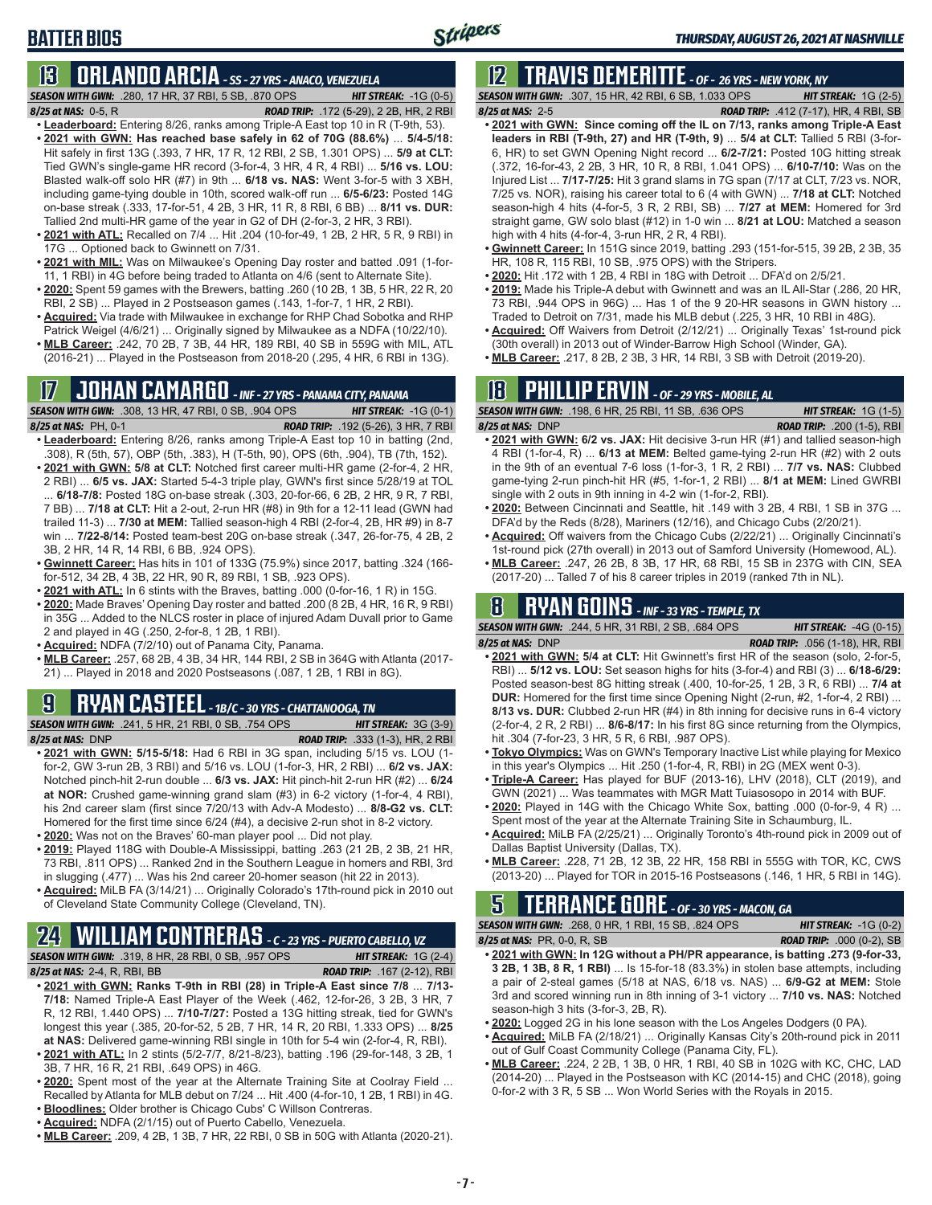# BATTER BIOS

THURSDAY, AUGUST 26, 2021 AT NASHVILLE

## 13 ORLANDO ARCIA - SS - 27 YRS - ANACO, VENEZUELA

**SEASON WITH GWN:** .280, 17 HR, 37 RBI, 5 SB, .870 OPS **HIT STREAK:** -1G (0-5)

**8/25 at NAS:** 0-5, R **ROAD TRIP:** .172 (5-29), 2 2B, HR, 2 RBI

- **Leaderboard:** Entering 8/26, ranks among Triple-A East top 10 in R (T-9th, 53).
- **2021 with GWN: Has reached base safely in 62 of 70G (88.6%)** ... **5/4-5/18:** Hit safely in first 13G (.393, 7 HR, 17 R, 12 RBI, 2 SB, 1.301 OPS) ... **5/9 at CLT:** Tied GWN's single-game HR record (3-for-4, 3 HR, 4 R, 4 RBI) ... **5/16 vs. LOU:** Blasted walk-off solo HR (#7) in 9th ... **6/18 vs. NAS:** Went 3-for-5 with 3 XBH, including game-tying double in 10th, scored walk-off run ... **6/5-6/23:** Posted 14G on-base streak (.333, 17-for-51, 4 2B, 3 HR, 11 R, 8 RBI, 6 BB) ... **8/11 vs. DUR:** Tallied 2nd multi-HR game of the year in G2 of DH (2-for-3, 2 HR, 3 RBI).
- **2021 with ATL:** Recalled on 7/4 ... Hit .204 (10-for-49, 1 2B, 2 HR, 5 R, 9 RBI) in 17G ... Optioned back to Gwinnett on 7/31.
- **2021 with MIL:** Was on Milwaukee's Opening Day roster and batted .091 (1-for-11, 1 RBI) in 4G before being traded to Atlanta on 4/6 (sent to Alternate Site).
- **2020:** Spent 59 games with the Brewers, batting .260 (10 2B, 1 3B, 5 HR, 22 R, 20 RBI, 2 SB) ... Played in 2 Postseason games (.143, 1-for-7, 1 HR, 2 RBI).
- **Acquired:** Via trade with Milwaukee in exchange for RHP Chad Sobotka and RHP Patrick Weigel (4/6/21) ... Originally signed by Milwaukee as a NDFA (10/22/10).
- **MLB Career:** .242, 70 2B, 7 3B, 44 HR, 189 RBI, 40 SB in 559G with MIL, ATL (2016-21) ... Played in the Postseason from 2018-20 (.295, 4 HR, 6 RBI in 13G).

## 17 JOHAN CAMARGO - INF - 27 YRS - PANAMA CITY, PANAMA

**SEASON WITH GWN:** .308, 13 HR, 47 RBI, 0 SB, .904 OPS **HIT STREAK:** -1G (0-1)

**8/25 at NAS:** PH, 0-1 **ROAD TRIP:** .192 (5-26), 3 HR, 7 RBI

- **Leaderboard:** Entering 8/26, ranks among Triple-A East top 10 in batting (2nd, .308), R (5th, 57), OBP (5th, .383), H (T-5th, 90), OPS (6th, .904), TB (7th, 152).
- **2021 with GWN: 5/8 at CLT:** Notched first career multi-HR game (2-for-4, 2 HR, 2 RBI) ... **6/5 vs. JAX:** Started 5-4-3 triple play, GWN's first since 5/28/19 at TOL ... **6/18-7/8:** Posted 18G on-base streak (.303, 20-for-66, 6 2B, 2 HR, 9 R, 7 RBI, 7 BB) ... **7/18 at CLT:** Hit a 2-out, 2-run HR (#8) in 9th for a 12-11 lead (GWN had trailed 11-3) ... **7/30 at MEM:** Tallied season-high 4 RBI (2-for-4, 2B, HR #9) in 8-7 win ... **7/22-8/14:** Posted team-best 20G on-base streak (.347, 26-for-75, 4 2B, 2 3B, 2 HR, 14 R, 14 RBI, 6 BB, .924 OPS).
- **Gwinnett Career:** Has hits in 101 of 133G (75.9%) since 2017, batting .324 (166-for-512, 34 2B, 4 3B, 22 HR, 90 R, 89 RBI, 1 SB, .923 OPS).
- **2021 with ATL:** In 6 stints with the Braves, batting .000 (0-for-16, 1 R) in 15G.
- **2020:** Made Braves' Opening Day roster and batted .200 (8 2B, 4 HR, 16 R, 9 RBI) in 35G ... Added to the NLCS roster in place of injured Adam Duvall prior to Game 2 and played in 4G (.250, 2-for-8, 1 2B, 1 RBI).
- **Acquired:** NDFA (7/2/10) out of Panama City, Panama.
- **MLB Career:** .257, 68 2B, 4 3B, 34 HR, 144 RBI, 2 SB in 364G with Atlanta (2017-21) ... Played in 2018 and 2020 Postseasons (.087, 1 2B, 1 RBI in 8G).

## 9 RYAN CASTEEL - 1B/C - 30 YRS - CHATTANOOGA, TN

**SEASON WITH GWN:** .241, 5 HR, 21 RBI, 0 SB, .754 OPS **HIT STREAK:** 3G (3-9)

**8/25 at NAS:** DNP **ROAD TRIP:** .333 (1-3), HR, 2 RBI

- **2021 with GWN: 5/15-5/18:** Had 6 RBI in 3G span, including 5/15 vs. LOU (1-for-2, GW 3-run 2B, 3 RBI) and 5/16 vs. LOU (1-for-3, HR, 2 RBI) ... **6/2 vs. JAX:** Notched pinch-hit 2-run double ... **6/3 vs. JAX:** Hit pinch-hit 2-run HR (#2) ... **6/24 at NOR:** Crushed game-winning grand slam (#3) in 6-2 victory (1-for-4, 4 RBI), his 2nd career slam (first since 7/20/13 with Adv-A Modesto) ... **8/8-G2 vs. CLT:** Homered for the first time since 6/24 (#4), a decisive 2-run shot in 8-2 victory.
- **2020:** Was not on the Braves' 60-man player pool ... Did not play.
- **2019:** Played 118G with Double-A Mississippi, batting .263 (21 2B, 2 3B, 21 HR, 73 RBI, .811 OPS) ... Ranked 2nd in the Southern League in homers and RBI, 3rd in slugging (.477) ... Was his 2nd career 20-homer season (hit 22 in 2013).
- **Acquired:** MiLB FA (3/14/21) ... Originally Colorado's 17th-round pick in 2010 out of Cleveland State Community College (Cleveland, TN).

## 24 WILLIAM CONTRERAS - C - 23 YRS - PUERTO CABELLO, VZ

**SEASON WITH GWN:** .319, 8 HR, 28 RBI, 0 SB, .957 OPS **HIT STREAK:** 1G (2-4)

**8/25 at NAS:** 2-4, R, RBI, BB **ROAD TRIP:** .167 (2-12), RBI

- **2021 with GWN: Ranks T-9th in RBI (28) in Triple-A East since 7/8** ... **7/13-7/18:** Named Triple-A East Player of the Week (.462, 12-for-26, 3 2B, 3 HR, 7 R, 12 RBI, 1.440 OPS) ... **7/10-7/27:** Posted a 13G hitting streak, tied for GWN's longest this year (.385, 20-for-52, 5 2B, 7 HR, 14 R, 20 RBI, 1.333 OPS) ... **8/25 at NAS:** Delivered game-winning RBI single in 10th for 5-4 win (2-for-4, R, RBI).
- **2021 with ATL:** In 2 stints (5/2-7/7, 8/21-8/23), batting .196 (29-for-148, 3 2B, 1 3B, 7 HR, 16 R, 21 RBI, .649 OPS) in 46G.
- **2020:** Spent most of the year at the Alternate Training Site at Coolray Field ... Recalled by Atlanta for MLB debut on 7/24 ... Hit .400 (4-for-10, 1 2B, 1 RBI) in 4G.
- **Bloodlines:** Older brother is Chicago Cubs' C Willson Contreras.
- **Acquired:** NDFA (2/1/15) out of Puerto Cabello, Venezuela.
- **MLB Career:** .209, 4 2B, 1 3B, 7 HR, 22 RBI, 0 SB in 50G with Atlanta (2020-21).

## 12 TRAVIS DEMERITTE - OF - 26 YRS - NEW YORK, NY

**SEASON WITH GWN:** .307, 15 HR, 42 RBI, 6 SB, 1.033 OPS **HIT STREAK:** 1G (2-5)

**8/25 at NAS:** 2-5 **ROAD TRIP:** .412 (7-17), HR, 4 RBI, SB

- **2021 with GWN: Since coming off the IL on 7/13, ranks among Triple-A East leaders in RBI (T-9th, 27) and HR (T-9th, 9)** ... **5/4 at CLT:** Tallied 5 RBI (3-for-6, HR) to set GWN Opening Night record ... **6/2-7/21:** Posted 10G hitting streak (.372, 16-for-43, 2 2B, 3 HR, 10 R, 8 RBI, 1.041 OPS) ... **6/10-7/10:** Was on the Injured List ... **7/17-7/25:** Hit 3 grand slams in 7G span (7/17 at CLT, 7/23 vs. NOR, 7/25 vs. NOR), raising his career total to 6 (4 with GWN) ... **7/18 at CLT:** Notched season-high 4 hits (4-for-5, 3 R, 2 RBI, SB) ... **7/27 at MEM:** Homered for 3rd straight game, GW solo blast (#12) in 1-0 win ... **8/21 at LOU:** Matched a season high with 4 hits (4-for-4, 3-run HR, 2 R, 4 RBI).
- **Gwinnett Career:** In 151G since 2019, batting .293 (151-for-515, 39 2B, 2 3B, 35 HR, 108 R, 115 RBI, 10 SB, .975 OPS) with the Stripers.
- **2020:** Hit .172 with 1 2B, 4 RBI in 18G with Detroit ... DFA'd on 2/5/21.
- **2019:** Made his Triple-A debut with Gwinnett and was an IL All-Star (.286, 20 HR, 73 RBI, .944 OPS in 96G) ... Has 1 of the 9 20-HR seasons in GWN history ... Traded to Detroit on 7/31, made his MLB debut (.225, 3 HR, 10 RBI in 48G).
- **Acquired:** Off Waivers from Detroit (2/12/21) ... Originally Texas' 1st-round pick (30th overall) in 2013 out of Winder-Barrow High School (Winder, GA).
- **MLB Career:** .217, 8 2B, 2 3B, 3 HR, 14 RBI, 3 SB with Detroit (2019-20).

## 18 PHILLIP ERVIN - OF - 29 YRS - MOBILE, AL

**SEASON WITH GWN:** .198, 6 HR, 25 RBI, 11 SB, .636 OPS **HIT STREAK:** 1G (1-5)

**8/25 at NAS:** DNP **ROAD TRIP:** .200 (1-5), RBI

- **2021 with GWN: 6/2 vs. JAX:** Hit decisive 3-run HR (#1) and tallied season-high 4 RBI (1-for-4, R) ... **6/13 at MEM:** Belted game-tying 2-run HR (#2) with 2 outs in the 9th of an eventual 7-6 loss (1-for-3, 1 R, 2 RBI) ... **7/7 vs. NAS:** Clubbed game-tying 2-run pinch-hit HR (#5, 1-for-1, 2 RBI) ... **8/1 at MEM:** Lined GWRBI single with 2 outs in 9th inning in 4-2 win (1-for-2, RBI).
- **2020:** Between Cincinnati and Seattle, hit .149 with 3 2B, 4 RBI, 1 SB in 37G ... DFA'd by the Reds (8/28), Mariners (12/16), and Chicago Cubs (2/20/21).
- **Acquired:** Off waivers from the Chicago Cubs (2/22/21) ... Originally Cincinnati's 1st-round pick (27th overall) in 2013 out of Samford University (Homewood, AL).
- **MLB Career:** .247, 26 2B, 8 3B, 17 HR, 68 RBI, 15 SB in 237G with CIN, SEA (2017-20) ... Talled 7 of his 8 career triples in 2019 (ranked 7th in NL).

## 8 RYAN GOINS - INF - 33 YRS - TEMPLE, TX

**SEASON WITH GWN:** .244, 5 HR, 31 RBI, 2 SB, .684 OPS **HIT STREAK:** -4G (0-15)

**8/25 at NAS:** DNP **ROAD TRIP:** .056 (1-18), HR, RBI

- **2021 with GWN: 5/4 at CLT:** Hit Gwinnett's first HR of the season (solo, 2-for-5, RBI) ... **5/12 vs. LOU:** Set season highs for hits (3-for-4) and RBI (3) ... **6/18-6/29:** Posted season-best 8G hitting streak (.400, 10-for-25, 1 2B, 3 R, 6 RBI) ... **7/4 at DUR:** Homered for the first time since Opening Night (2-run, #2, 1-for-4, 2 RBI) ... **8/13 vs. DUR:** Clubbed 2-run HR (#4) in 8th inning for decisive runs in 6-4 victory (2-for-4, 2 R, 2 RBI) ... **8/6-8/17:** In his first 8G since returning from the Olympics, hit .304 (7-for-23, 3 HR, 5 R, 6 RBI, .987 OPS).
- **Tokyo Olympics:** Was on GWN's Temporary Inactive List while playing for Mexico in this year's Olympics ... Hit .250 (1-for-4, R, RBI) in 2G (MEX went 0-3).
- **Triple-A Career:** Has played for BUF (2013-16), LHV (2018), CLT (2019), and GWN (2021) ... Was teammates with MGR Matt Tuiasosopo in 2014 with BUF.
- **2020:** Played in 14G with the Chicago White Sox, batting .000 (0-for-9, 4 R) ... Spent most of the year at the Alternate Training Site in Schaumburg, IL.
- **Acquired:** MiLB FA (2/25/21) ... Originally Toronto's 4th-round pick in 2009 out of Dallas Baptist University (Dallas, TX).
- **MLB Career:** .228, 71 2B, 12 3B, 22 HR, 158 RBI in 555G with TOR, KC, CWS (2013-20) ... Played for TOR in 2015-16 Postseasons (.146, 1 HR, 5 RBI in 14G).

## 5 TERRANCE GORE - OF - 30 YRS - MACON, GA

**SEASON WITH GWN:** .268, 0 HR, 1 RBI, 15 SB, .824 OPS **HIT STREAK:** -1G (0-2)

**8/25 at NAS:** PR, 0-0, R, SB **ROAD TRIP:** .000 (0-2), SB

- **2021 with GWN: In 12G without a PH/PR appearance, is batting .273 (9-for-33, 3 2B, 1 3B, 8 R, 1 RBI)** ... Is 15-for-18 (83.3%) in stolen base attempts, including a pair of 2-steal games (5/18 at NAS, 6/18 vs. NAS) ... **6/9-G2 at MEM:** Stole 3rd and scored winning run in 8th inning of 3-1 victory ... **7/10 vs. NAS:** Notched season-high 3 hits (3-for-3, 2B, R).
- **2020:** Logged 2G in his lone season with the Los Angeles Dodgers (0 PA).
- **Acquired:** MiLB FA (2/18/21) ... Originally Kansas City's 20th-round pick in 2011 out of Gulf Coast Community College (Panama City, FL).
- **MLB Career:** .224, 2 2B, 1 3B, 0 HR, 1 RBI, 40 SB in 102G with KC, CHC, LAD (2014-20) ... Played in the Postseason with KC (2014-15) and CHC (2018), going 0-for-2 with 3 R, 5 SB ... Won World Series with the Royals in 2015.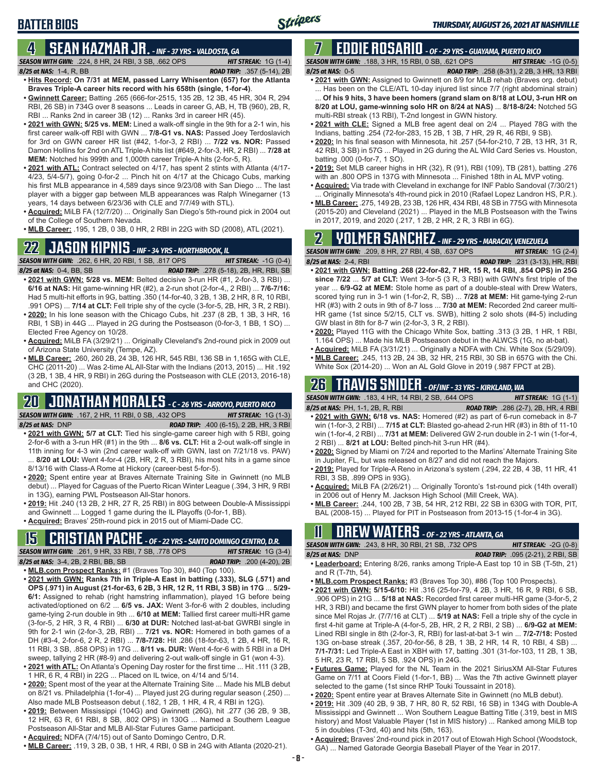# BATTER BIOS

## 4 SEAN KAZMAR JR. - INF - 37 YRS - VALDOSTA, GA

**SEASON WITH GWN:** .224, 8 HR, 24 RBI, 3 SB, .662 OPS **HIT STREAK:** 1G (1-4)
**8/25 at NAS:** 1-4, R, BB **ROAD TRIP:** .357 (5-14), 2B

- **Hits Record: On 7/31 at MEM, passed Larry Whisenton (657) for the Atlanta Braves Triple-A career hits record with his 658th (single, 1-for-4)**.
- **Gwinnett Career:** Batting .265 (666-for-2515, 135 2B, 12 3B, 45 HR, 304 R, 294 RBI, 26 SB) in 734G over 8 seasons ... Leads in career G, AB, H, TB (960), 2B, R, RBI ... Ranks 2nd in career 3B (12) ... Ranks 3rd in career HR (45).
- **2021 with GWN: 5/25 vs. MEM:** Lined a walk-off single in the 9th for a 2-1 win, his first career walk-off RBI with GWN ... **7/8-G1 vs. NAS:** Passed Joey Terdoslavich for 3rd on GWN career HR list (#42, 1-for-3, 2 RBI) ... **7/22 vs. NOR:** Passed Damon Hollins for 2nd on ATL Triple-A hits list (#649, 2-for-3, HR, 2 RBI) ... **7/28 at MEM:** Notched his 999th and 1,000th career Triple-A hits (2-for-5, R).
- **2021 with ATL:** Contract selected on 4/17, has spent 2 stints with Atlanta (4/17-4/23, 5/4-5/7), going 0-for-2 ... Pinch hit on 4/17 at the Chicago Cubs, marking his first MLB appearance in 4,589 days since 9/23/08 with San Diego ... The last player with a bigger gap between MLB appearances was Ralph Winegarner (13 years, 14 days between 6/23/36 with CLE and 7/7/49 with STL).
- **Acquired:** MiLB FA (12/7/20) ... Originally San Diego's 5th-round pick in 2004 out of the College of Southern Nevada.
- **MLB Career:** .195, 1 2B, 0 3B, 0 HR, 2 RBI in 22G with SD (2008), ATL (2021).

## 22 JASON KIPNIS - INF - 34 YRS - NORTHBROOK, IL

**SEASON WITH GWN:** .262, 6 HR, 20 RBI, 1 SB, .817 OPS **HIT STREAK:** -1G (0-4)
**8/25 at NAS:** 0-4, BB, SB **ROAD TRIP:** .278 (5-18), 2B, HR, RBI, SB

- **2021 with GWN: 5/28 vs. MEM:** Belted decisive 3-run HR (#1, 2-for-3, 3 RBI) ... **6/16 at NAS:** Hit game-winning HR (#2), a 2-run shot (2-for-4,, 2 RBI) ... **7/6-7/16:** Had 5 multi-hit efforts in 9G, batting .350 (14-for-40, 3 2B, 1 3B, 2 HR, 8 R, 10 RBI, .991 OPS) ... **7/14 at CLT:** Fell triple shy of the cycle (3-for-5, 2B, HR, 3 R, 2 RBI).
- **2020:** In his lone season with the Chicago Cubs, hit .237 (8 2B, 1 3B, 3 HR, 16 RBI, 1 SB) in 44G ... Played in 2G during the Postseason (0-for-3, 1 BB, 1 SO) ... Elected Free Agency on 10/28.
- **Acquired:** MiLB FA (3/29/21) ... Originally Cleveland's 2nd-round pick in 2009 out of Arizona State University (Tempe, AZ).
- **MLB Career:** .260, 260 2B, 24 3B, 126 HR, 545 RBI, 136 SB in 1,165G with CLE, CHC (2011-20) ... Was 2-time AL All-Star with the Indians (2013, 2015) ... Hit .192 (3 2B, 1 3B, 4 HR, 9 RBI) in 26G during the Postseason with CLE (2013, 2016-18) and CHC (2020).

## 20 JONATHAN MORALES - C - 26 YRS - ARROYO, PUERTO RICO

**SEASON WITH GWN:** .167, 2 HR, 11 RBI, 0 SB, .432 OPS **HIT STREAK:** 1G (1-3)
**8/25 at NAS:** DNP **ROAD TRIP:** .400 (6-15), 2 2B, HR, 3 RBI

- **2021 with GWN: 5/7 at CLT:** Tied his single-game career high with 5 RBI, going 2-for-6 with a 3-run HR (#1) in the 9th ... **8/6 vs. CLT:** Hit a 2-out walk-off single in 11th inning for 4-3 win (2nd career walk-off with GWN, last on 7/21/18 vs. PAW) ... **8/20 at LOU:** Went 4-for-4 (2B, HR, 2 R, 3 RBI), his most hits in a game since 8/13/16 with Class-A Rome at Hickory (career-best 5-for-5).
- **2020:** Spent entire year at Braves Alternate Training Site in Gwinnett (no MLB debut) ... Played for Caguas of the Puerto Rican Winter League (.394, 3 HR, 9 RBI in 13G), earning PWL Postseason All-Star honors.
- **2019:** Hit .240 (13 2B, 2 HR, 27 R, 25 RBI) in 80G between Double-A Mississippi and Gwinnett ... Logged 1 game during the IL Playoffs (0-for-1, BB).
- **Acquired:** Braves' 25th-round pick in 2015 out of Miami-Dade CC.

## 15 CRISTIAN PACHE - OF - 22 YRS - SANTO DOMINGO CENTRO, D.R.

**SEASON WITH GWN:** .261, 9 HR, 33 RBI, 7 SB, .778 OPS **HIT STREAK:** 1G (3-4)
**8/25 at NAS:** 3-4, 2B, 2 RBI, BB, SB **ROAD TRIP:** .200 (4-20), 2B

- **MLB.com Prospect Ranks:** #1 (Braves Top 30), #40 (Top 100).
- **2021 with GWN: Ranks 7th in Triple-A East in batting (.333), SLG (.571) and OPS (.971) in August (21-for-63, 6 2B, 3 HR, 12 R, 11 RBI, 3 SB) in 17G** ... **5/29-6/1:** Assigned to rehab (right hamstring inflammation), played 1G before being activated/optioned on 6/2 ... **6/5 vs. JAX:** Went 3-for-6 with 2 doubles, including game-tying 2-run double in 9th ... **6/10 at MEM:** Tallied first career multi-HR game (3-for-5, 2 HR, 3 R, 4 RBI) ... **6/30 at DUR:** Notched last-at-bat GWRBI single in 9th for 2-1 win (2-for-3, 2B, RBI) ... **7/21 vs. NOR:** Homered in both games of a DH (#3-4, 2-for-6, 2 R, 2 RBI) ... **7/8-7/28:** Hit .286 (18-for-63, 1 2B, 4 HR, 16 R, 11 RBI, 3 SB, .858 OPS) in 17G ... **8/11 vs. DUR:** Went 4-for-6 with 5 RBI in a DH sweep, tallying 2 HR (#8-9) and delivering 2-out walk-off single in G1 (won 4-3).
- **2021 with ATL:** On Atlanta's Opening Day roster for the first time ... Hit .111 (3 2B, 1 HR, 6 R, 4 RBI) in 22G ... Placed on IL twice, on 4/14 and 5/14.
- **2020:** Spent most of the year at the Alternate Training Site ... Made his MLB debut on 8/21 vs. Philadelphia (1-for-4) ... Played just 2G during regular season (.250) ... Also made MLB Postseason debut (.182, 1 2B, 1 HR, 4 R, 4 RBI in 12G).
- **2019:** Between Mississippi (104G) and Gwinnett (26G), hit .277 (36 2B, 9 3B, 12 HR, 63 R, 61 RBI, 8 SB, .802 OPS) in 130G ... Named a Southern League Postseason All-Star and MLB All-Star Futures Game participant.
- **Acquired:** NDFA (7/4/15) out of Santo Domingo Centro, D.R.
- **MLB Career:** .119, 3 2B, 0 3B, 1 HR, 4 RBI, 0 SB in 24G with Atlanta (2020-21).

## 7 EDDIE ROSARIO - OF - 29 YRS - GUAYAMA, PUERTO RICO

**SEASON WITH GWN:** .188, 3 HR, 15 RBI, 0 SB, .621 OPS **HIT STREAK:** -1G (0-5)
**8/25 at NAS:** 0-5 **ROAD TRIP:** .258 (8-31), 2 2B, 3 HR, 13 RBI

- **2021 with GWN:** Assigned to Gwinnett on 8/9 for MLB rehab (Braves org. debut) ... Has been on the CLE/ATL 10-day injured list since 7/7 (right abdominal strain) ... **Of his 9 hits, 3 have been homers (grand slam on 8/18 at LOU, 3-run HR on 8/20 at LOU, game-winning solo HR on 8/24 at NAS)** ... **8/18-8/24:** Notched 5G multi-RBI streak (13 RBI), T-2nd longest in GWN history.
- **2021 with CLE:** Signed a MLB free agent deal on 2/4 ... Played 78G with the Indians, batting .254 (72-for-283, 15 2B, 1 3B, 7 HR, 29 R, 46 RBI, 9 SB).
- **2020:** In his final season with Minnesota, hit .257 (54-for-210, 7 2B, 13 HR, 31 R, 42 RBI, 3 SB) in 57G ... Played in 2G during the AL Wild Card Series vs. Houston, batting .000 (0-for-7, 1 SO).
- **2019:** Set MLB career highs in HR (32), R (91), RBI (109), TB (281), batting .276 with an .800 OPS in 137G with Minnesota ... Finished 18th in AL MVP voting.
- **Acquired:** Via trade with Cleveland in exchange for INF Pablo Sandoval (7/30/21) ... Originally Minnesota's 4th-round pick in 2010 (Rafael Lopez Landron HS, P.R.).
- **MLB Career:** .275, 149 2B, 23 3B, 126 HR, 434 RBI, 48 SB in 775G with Minnesota (2015-20) and Cleveland (2021) ... Played in the MLB Postseason with the Twins in 2017, 2019, and 2020 (.217, 1 2B, 2 HR, 2 R, 3 RBI in 6G).

## 2 YOLMER SANCHEZ - INF - 29 YRS - MARACAY, VENEZUELA

**SEASON WITH GWN:** .209, 8 HR, 27 RBI, 4 SB, .637 OPS **HIT STREAK:** 1G (2-4)
**8/25 at NAS:** 2-4, RBI **ROAD TRIP:** .231 (3-13), HR, RBI

- **2021 with GWN: Batting .268 (22-for-82, 7 HR, 15 R, 14 RBI, .854 OPS) in 25G since 7/22** ... **5/7 at CLT:** Went 3-for-5 (3 R, 3 RBI) with GWN's first triple of the year ... **6/9-G2 at MEM:** Stole home as part of a double-steal with Drew Waters, scored tying run in 3-1 win (1-for-2, R, SB) ... **7/28 at MEM:** Hit game-tying 2-run HR (#3) with 2 outs in 9th of 8-7 loss ... **7/30 at MEM:** Recorded 2nd career multi-HR game (1st since 5/2/15, CLT vs. SWB), hitting 2 solo shots (#4-5) including GW blast in 8th for 8-7 win (2-for-3, 3 R, 2 RBI).
- **2020:** Played 11G with the Chicago White Sox, batting .313 (3 2B, 1 HR, 1 RBI, 1.164 OPS) ... Made his MLB Postseason debut in the ALWCS (1G, no at-bat).
- **Acquired:** MiLB FA (3/31/21) ... Originally a NDFA with Chi. White Sox (5/29/09).
- **MLB Career:** .245, 113 2B, 24 3B, 32 HR, 215 RBI, 30 SB in 657G with the Chi. White Sox (2014-20) ... Won an AL Gold Glove in 2019 (.987 FPCT at 2B).

## 26 TRAVIS SNIDER - OF/INF - 33 YRS - KIRKLAND, WA

**SEASON WITH GWN:** .183, 4 HR, 14 RBI, 2 SB, .644 OPS **HIT STREAK:** 1G (1-1)
**8/25 at NAS:** PH, 1-1, 2B, R, RBI **ROAD TRIP:** .286 (2-7), 2B, HR, 4 RBI

- **2021 with GWN: 6/18 vs. NAS:** Homered (#2) as part of 6-run comeback in 8-7 win (1-for-3, 2 RBI) ... **7/15 at CLT:** Blasted go-ahead 2-run HR (#3) in 8th of 11-10 win (1-for-4, 2 RBI) ... **7/31 at MEM:** Delivered GW 2-run double in 2-1 win (1-for-4, 2 RBI) ... **8/21 at LOU:** Belted pinch-hit 3-run HR (#4).
- **2020:** Signed by Miami on 7/24 and reported to the Marlins' Alternate Training Site in Jupiter, FL, but was released on 8/27 and did not reach the Majors.
- **2019:** Played for Triple-A Reno in Arizona's system (.294, 22 2B, 4 3B, 11 HR, 41 RBI, 3 SB, .899 OPS in 93G).
- **Acquired:** MiLB FA (2/26/21) ... Originally Toronto's 1st-round pick (14th overall) in 2006 out of Henry M. Jackson High School (Mill Creek, WA).
- **MLB Career:** .244, 100 2B, 7 3B, 54 HR, 212 RBI, 22 SB in 630G with TOR, PIT, BAL (2008-15) ... Played for PIT in Postseason from 2013-15 (1-for-4 in 3G).

## 11 DREW WATERS - OF - 22 YRS - ATLANTA, GA

**SEASON WITH GWN:** .243, 8 HR, 30 RBI, 21 SB, .732 OPS **HIT STREAK:** -2G (0-8)
**8/25 at NAS:** DNP **ROAD TRIP:** .095 (2-21), 2 RBI, SB

- **Leaderboard:** Entering 8/26, ranks among Triple-A East top 10 in SB (T-5th, 21) and R (T-7th, 54).
- **MLB.com Prospect Ranks:** #3 (Braves Top 30), #86 (Top 100 Prospects).
- **2021 with GWN: 5/15-6/10:** Hit .316 (25-for-79, 4 2B, 3 HR, 16 R, 9 RBI, 6 SB, .906 OPS) in 21G ... **5/18 at NAS:** Recorded first career multi-HR game (3-for-5, 2 HR, 3 RBI) and became the first GWN player to homer from both sides of the plate since Mel Rojas Jr. (7/7/16 at CLT) ... **5/19 at NAS:** Fell a triple shy of the cycle in first 4-hit game at Triple-A (4-for-5, 2B, HR, 2 R, 2 RBI, 2 SB) ... **6/9-G2 at MEM:** Lined RBI single in 8th (2-for-3, R, RBI) for last-at-bat 3-1 win ... **7/2-7/18:** Posted 13G on-base streak (.357, 20-for-56, 8 2B, 1 3B, 2 HR, 14 R, 10 RBI, 4 SB) ... **7/1-7/31:** Led Triple-A East in XBH with 17, batting .301 (31-for-103, 11 2B, 1 3B, 5 HR, 23 R, 17 RBI, 5 SB, .924 OPS) in 24G.
- **Futures Game:** Played for the NL Team in the 2021 SiriusXM All-Star Futures Game on 7/11 at Coors Field (1-for-1, BB) ... Was the 7th active Gwinnett player selected to the game (1st since RHP Touki Toussaint in 2018).
- **2020:** Spent entire year at Braves Alternate Site in Gwinnett (no MLB debut).
- **2019:** Hit .309 (40 2B, 9 3B, 7 HR, 80 R, 52 RBI, 16 SB) in 134G with Double-A Mississippi and Gwinnett ... Won Southern League Batting Title (.319, best in MIS history) and Most Valuable Player (1st in MIS history) ... Ranked among MiLB top 5 in doubles (T-3rd, 40) and hits (5th, 163).
- **Acquired:** Braves' 2nd-round pick in 2017 out of Etowah High School (Woodstock, GA) ... Named Gatorade Georgia Baseball Player of the Year in 2017.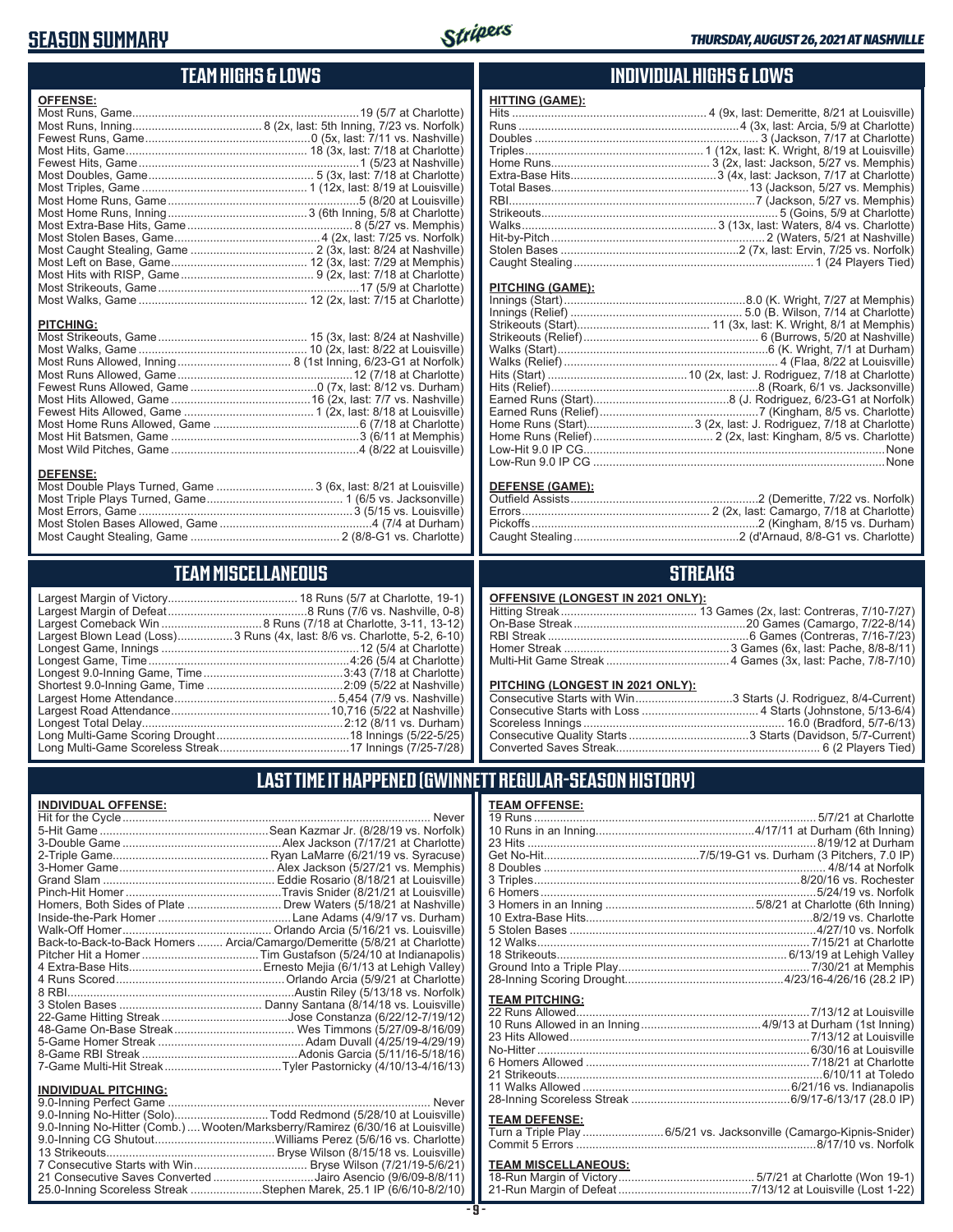# SEASON SUMMARY

## TEAM HIGHS & LOWS

**OFFENSE:**

| | |
|---|---|
| Most Runs, Game | 19 (5/7 at Charlotte) |
| Most Runs, Inning | 8 (2x, last: 5th Inning, 7/23 vs. Norfolk) |
| Fewest Runs, Game | 0 (5x, last: 7/11 vs. Nashville) |
| Most Hits, Game | 18 (3x, last: 7/18 at Charlotte) |
| Fewest Hits, Game | 1 (5/23 at Nashville) |
| Most Doubles, Game | 5 (3x, last: 7/18 at Charlotte) |
| Most Triples, Game | 1 (12x, last: 8/19 at Louisville) |
| Most Home Runs, Game | 5 (8/20 at Louisville) |
| Most Home Runs, Inning | 3 (6th Inning, 5/8 at Charlotte) |
| Most Extra-Base Hits, Game | 8 (5/27 vs. Memphis) |
| Most Stolen Bases, Game | 4 (2x, last: 7/25 vs. Norfolk) |
| Most Caught Stealing, Game | 2 (3x, last: 8/24 at Nashville) |
| Most Left on Base, Game | 12 (3x, last: 7/29 at Memphis) |
| Most Hits with RISP, Game | 9 (2x, last: 7/18 at Charlotte) |
| Most Strikeouts, Game | 17 (5/9 at Charlotte) |
| Most Walks, Game | 12 (2x, last: 7/15 at Charlotte) |

**PITCHING:**

| | |
|---|---|
| Most Strikeouts, Game | 15 (3x, last: 8/24 at Nashville) |
| Most Walks, Game | 10 (2x, last: 8/22 at Louisville) |
| Most Runs Allowed, Inning | 8 (1st Inning, 6/23-G1 at Norfolk) |
| Most Runs Allowed, Game | 12 (7/18 at Charlotte) |
| Fewest Runs Allowed, Game | 0 (7x, last: 8/12 vs. Durham) |
| Most Hits Allowed, Game | 16 (2x, last: 7/7 vs. Nashville) |
| Fewest Hits Allowed, Game | 1 (2x, last: 8/18 at Louisville) |
| Most Home Runs Allowed, Game | 6 (7/18 at Charlotte) |
| Most Hit Batsmen, Game | 3 (6/11 at Memphis) |
| Most Wild Pitches, Game | 4 (8/22 at Louisville) |

**DEFENSE:**

| | |
|---|---|
| Most Double Plays Turned, Game | 3 (6x, last: 8/21 at Louisville) |
| Most Triple Plays Turned, Game | 1 (6/5 vs. Jacksonville) |
| Most Errors, Game | 3 (5/15 vs. Louisville) |
| Most Stolen Bases Allowed, Game | 4 (7/4 at Durham) |
| Most Caught Stealing, Game | 2 (8/8-G1 vs. Charlotte) |

## INDIVIDUAL HIGHS & LOWS

**HITTING (GAME):**

| | |
|---|---|
| Hits | 4 (9x, last: Demeritte, 8/21 at Louisville) |
| Runs | 4 (3x, last: Arcia, 5/9 at Charlotte) |
| Doubles | 3 (Jackson, 7/17 at Charlotte) |
| Triples | 1 (12x, last: K. Wright, 8/19 at Louisville) |
| Home Runs | 3 (2x, last: Jackson, 5/27 vs. Memphis) |
| Extra-Base Hits | 3 (4x, last: Jackson, 7/17 at Charlotte) |
| Total Bases | 13 (Jackson, 5/27 vs. Memphis) |
| RBI | 7 (Jackson, 5/27 vs. Memphis) |
| Strikeouts | 5 (Goins, 5/9 at Charlotte) |
| Walks | 3 (13x, last: Waters, 8/4 vs. Charlotte) |
| Hit-by-Pitch | 2 (Waters, 5/21 at Nashville) |
| Stolen Bases | 2 (7x, last: Ervin, 7/25 vs. Norfolk) |
| Caught Stealing | 1 (24 Players Tied) |

**PITCHING (GAME):**

| | |
|---|---|
| Innings (Start) | 8.0 (K. Wright, 7/27 at Memphis) |
| Innings (Relief) | 5.0 (B. Wilson, 7/14 at Charlotte) |
| Strikeouts (Start) | 11 (3x, last: K. Wright, 8/1 at Memphis) |
| Strikeouts (Relief) | 6 (Burrows, 5/20 at Nashville) |
| Walks (Start) | 6 (K. Wright, 7/1 at Durham) |
| Walks (Relief) | 4 (Flaa, 8/22 at Louisville) |
| Hits (Start) | 10 (2x, last: J. Rodriguez, 7/18 at Charlotte) |
| Hits (Relief) | 8 (Roark, 6/1 vs. Jacksonville) |
| Earned Runs (Start) | 8 (J. Rodriguez, 6/23-G1 at Norfolk) |
| Earned Runs (Relief) | 7 (Kingham, 8/5 vs. Charlotte) |
| Home Runs (Start) | 3 (2x, last: J. Rodriguez, 7/18 at Charlotte) |
| Home Runs (Relief) | 2 (3x, last: Kingham, 8/5 vs. Charlotte) |
| Low-Hit 9.0 IP CG | None |
| Low-Run 9.0 IP CG | None |

**DEFENSE (GAME):**

| | |
|---|---|
| Outfield Assists | 2 (Demeritte, 7/22 vs. Norfolk) |
| Errors | 2 (2x, last: Camargo, 7/18 at Charlotte) |
| Pickoffs | 2 (Kingham, 8/15 vs. Durham) |
| Caught Stealing | 2 (d'Arnaud, 8/8-G1 vs. Charlotte) |

## TEAM MISCELLANEOUS

| | |
|---|---|
| Largest Margin of Victory | 18 Runs (5/7 at Charlotte, 19-1) |
| Largest Margin of Defeat | 8 Runs (7/6 vs. Nashville, 0-8) |
| Largest Comeback Win | 8 Runs (7/18 at Charlotte, 3-11, 13-12) |
| Largest Blown Lead (Loss) | 3 Runs (4x, last: 8/6 vs. Charlotte, 5-2, 6-10) |
| Longest Game, Innings | 12 (5/4 at Charlotte) |
| Longest Game, Time | 4:26 (5/4 at Charlotte) |
| Longest 9.0-Inning Game, Time | 3:43 (7/18 at Charlotte) |
| Shortest 9.0-Inning Game, Time | 2:09 (5/22 at Nashville) |
| Largest Home Attendance | 5,454 (7/9 vs. Nashville) |
| Largest Road Attendance | 10,716 (5/22 at Nashville) |
| Longest Total Delay | 2:12 (8/11 vs. Durham) |
| Long Multi-Game Scoring Drought | 18 Innings (5/22-5/25) |
| Long Multi-Game Scoreless Streak | 17 Innings (7/25-7/28) |

## STREAKS

**OFFENSIVE (LONGEST IN 2021 ONLY):**

| | |
|---|---|
| Hitting Streak | 13 Games (2x, last: Contreras, 7/10-7/27) |
| On-Base Streak | 20 Games (Camargo, 7/22-8/14) |
| RBI Streak | 6 Games (Contreras, 7/16-7/23) |
| Homer Streak | 3 Games (6x, last: Pache, 8/8-8/11) |
| Multi-Hit Game Streak | 4 Games (3x, last: Pache, 7/8-7/10) |

**PITCHING (LONGEST IN 2021 ONLY):**

| | |
|---|---|
| Consecutive Starts with Win | 3 Starts (J. Rodriguez, 8/4-Current) |
| Consecutive Starts with Loss | 4 Starts (Johnstone, 5/13-6/4) |
| Scoreless Innings | 16.0 (Bradford, 5/7-6/13) |
| Consecutive Quality Starts | 3 Starts (Davidson, 5/7-Current) |
| Converted Saves Streak | 6 (2 Players Tied) |

## LAST TIME IT HAPPENED (GWINNETT REGULAR-SEASON HISTORY)

**INDIVIDUAL OFFENSE:**

| | |
|---|---|
| Hit for the Cycle | Never |
| 5-Hit Game | Sean Kazmar Jr. (8/28/19 vs. Norfolk) |
| 3-Double Game | Alex Jackson (7/17/21 at Charlotte) |
| 2-Triple Game | Ryan LaMarre (6/21/19 vs. Syracuse) |
| 3-Homer Game | Alex Jackson (5/27/21 vs. Memphis) |
| Grand Slam | Eddie Rosario (8/18/21 at Louisville) |
| Pinch-Hit Homer | Travis Snider (8/21/21 at Louisville) |
| Homers, Both Sides of Plate | Drew Waters (5/18/21 at Nashville) |
| Inside-the-Park Homer | Lane Adams (4/9/17 vs. Durham) |
| Walk-Off Homer | Orlando Arcia (5/16/21 vs. Louisville) |
| Back-to-Back-to-Back Homers | Arcia/Camargo/Demeritte (5/8/21 at Charlotte) |
| Pitcher Hit a Homer | Tim Gustafson (5/24/10 at Indianapolis) |
| 4 Extra-Base Hits | Ernesto Mejia (6/1/13 at Lehigh Valley) |
| 4 Runs Scored | Orlando Arcia (5/9/21 at Charlotte) |
| 8 RBI | Austin Riley (5/13/18 vs. Norfolk) |
| 3 Stolen Bases | Danny Santana (8/14/18 vs. Louisville) |
| 22-Game Hitting Streak | Jose Constanza (6/22/12-7/19/12) |
| 48-Game On-Base Streak | Wes Timmons (5/27/09-8/16/09) |
| 5-Game Homer Streak | Adam Duvall (4/25/19-4/29/19) |
| 8-Game RBI Streak | Adonis Garcia (5/11/16-5/18/16) |
| 7-Game Multi-Hit Streak | Tyler Pastornicky (4/10/13-4/16/13) |

**INDIVIDUAL PITCHING:**

| | |
|---|---|
| 9.0-Inning Perfect Game | Never |
| 9.0-Inning No-Hitter (Solo) | Todd Redmond (5/28/10 at Louisville) |
| 9.0-Inning No-Hitter (Comb.) | Wooten/Marksberry/Ramirez (6/30/16 at Louisville) |
| 9.0-Inning CG Shutout | Williams Perez (5/6/16 vs. Charlotte) |
| 13 Strikeouts | Bryse Wilson (8/15/18 vs. Louisville) |
| 7 Consecutive Starts with Win | Bryse Wilson (7/21/19-5/6/21) |
| 21 Consecutive Saves Converted | Jairo Asencio (9/6/09-8/8/11) |
| 25.0-Inning Scoreless Streak | Stephen Marek, 25.1 IP (6/6/10-8/2/10) |

**TEAM OFFENSE:**

| | |
|---|---|
| 19 Runs | 5/7/21 at Charlotte |
| 10 Runs in an Inning | 4/17/11 at Durham (6th Inning) |
| 23 Hits | 8/19/12 at Durham |
| Get No-Hit | 7/5/19-G1 vs. Durham (3 Pitchers, 7.0 IP) |
| 8 Doubles | 4/8/14 at Norfolk |
| 3 Triples | 8/20/16 vs. Rochester |
| 6 Homers | 5/24/19 vs. Norfolk |
| 3 Homers in an Inning | 5/8/21 at Charlotte (6th Inning) |
| 10 Extra-Base Hits | 8/2/19 vs. Charlotte |
| 5 Stolen Bases | 4/27/10 vs. Norfolk |
| 12 Walks | 7/15/21 at Charlotte |
| 18 Strikeouts | 6/13/19 at Lehigh Valley |
| Ground Into a Triple Play | 7/30/21 at Memphis |
| 28-Inning Scoring Drought | 4/23/16-4/26/16 (28.2 IP) |

**TEAM PITCHING:**

| | |
|---|---|
| 22 Runs Allowed | 7/13/12 at Louisville |
| 10 Runs Allowed in an Inning | 4/9/13 at Durham (1st Inning) |
| 23 Hits Allowed | 7/13/12 at Louisville |
| No-Hitter | 6/30/16 at Louisville |
| 6 Homers Allowed | 7/18/21 at Charlotte |
| 21 Strikeouts | 6/10/11 at Toledo |
| 11 Walks Allowed | 6/21/16 vs. Indianapolis |
| 28-Inning Scoreless Streak | 6/9/17-6/13/17 (28.0 IP) |

**TEAM DEFENSE:**

| | |
|---|---|
| Turn a Triple Play | 6/5/21 vs. Jacksonville (Camargo-Kipnis-Snider) |
| Commit 5 Errors | 8/17/10 vs. Norfolk |

**TEAM MISCELLANEOUS:**

| | |
|---|---|
| 18-Run Margin of Victory | 5/7/21 at Charlotte (Won 19-1) |
| 21-Run Margin of Defeat | 7/13/12 at Louisville (Lost 1-22) |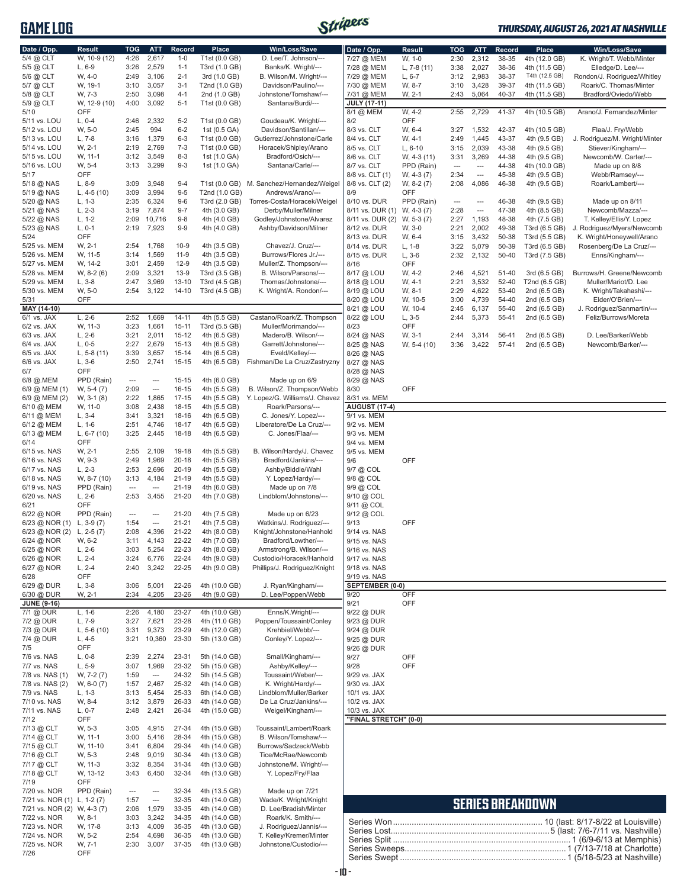## GAME LOG

**THURSDAY, AUGUST 26, 2021 AT NASHVILLE**

| Date / Opp. | Result | TOG | ATT | Record | Place | Win/Loss/Save |
|---|---|---|---|---|---|---|
| 5/4 @ CLT | W, 10-9 (12) | 4:26 | 2,617 | 1-0 | T1st (0.0 GB) | D. Lee/T. Johnson/--- |
| 5/5 @ CLT | L, 6-9 | 3:26 | 2,579 | 1-1 | T3rd (1.0 GB) | Banks/K. Wright/--- |
| 5/6 @ CLT | W, 4-0 | 2:49 | 3,106 | 2-1 | 3rd (1.0 GB) | B. Wilson/M. Wright/--- |
| 5/7 @ CLT | W, 19-1 | 3:10 | 3,057 | 3-1 | T2nd (1.0 GB) | Davidson/Paulino/--- |
| 5/8 @ CLT | W, 7-3 | 2:50 | 3,098 | 4-1 | 2nd (1.0 GB) | Johnstone/Tomshaw/--- |
| 5/9 @ CLT | W, 12-9 (10) | 4:00 | 3,092 | 5-1 | T1st (0.0 GB) | Santana/Burdi/--- |
| 5/10 | OFF | | | | | |
| 5/11 vs. LOU | L, 0-4 | 2:46 | 2,332 | 5-2 | T1st (0.0 GB) | Goudeau/K. Wright/--- |
| 5/12 vs. LOU | W, 5-0 | 2:45 | 994 | 6-2 | 1st (0.5 GA) | Davidson/Santillan/--- |
| 5/13 vs. LOU | L, 7-8 | 3:16 | 1,379 | 6-3 | T1st (0.0 GB) | Gutierrez/Johnstone/Carle |
| 5/14 vs. LOU | W, 2-1 | 2:19 | 2,769 | 7-3 | T1st (0.0 GB) | Horacek/Shipley/Arano |
| 5/15 vs. LOU | W, 11-1 | 3:12 | 3,549 | 8-3 | 1st (1.0 GA) | Bradford/Osich/--- |
| 5/16 vs. LOU | W, 5-4 | 3:13 | 3,299 | 9-3 | 1st (1.0 GA) | Santana/Carle/--- |
| 5/17 | OFF | | | | | |
| 5/18 @ NAS | L, 8-9 | 3:09 | 3,948 | 9-4 | T1st (0.0 GB) | M. Sanchez/Hernandez/Weigel |
| 5/19 @ NAS | L, 4-5 (10) | 3:09 | 3,994 | 9-5 | T2nd (1.0 GB) | Andrews/Arano/--- |
| 5/20 @ NAS | L, 1-3 | 2:35 | 6,324 | 9-6 | T3rd (2.0 GB) | Torres-Costa/Horacek/Weigel |
| 5/21 @ NAS | L, 2-3 | 3:19 | 7,874 | 9-7 | 4th (3.0 GB) | Derby/Muller/Milner |
| 5/22 @ NAS | L, 1-2 | 2:09 | 10,716 | 9-8 | 4th (4.0 GB) | Godley/Johnstone/Alvarez |
| 5/23 @ NAS | L, 0-1 | 2:19 | 7,923 | 9-9 | 4th (4.0 GB) | Ashby/Davidson/Milner |
| 5/24 | OFF | | | | | |
| 5/25 vs. MEM | W, 2-1 | 2:54 | 1,768 | 10-9 | 4th (3.5 GB) | Chavez/J. Cruz/--- |
| 5/26 vs. MEM | W, 11-5 | 3:14 | 1,569 | 11-9 | 4th (3.5 GB) | Burrows/Flores Jr./--- |
| 5/27 vs. MEM | W, 14-2 | 3:01 | 2,459 | 12-9 | 4th (3.5 GB) | Muller/Z. Thompson/--- |
| 5/28 vs. MEM | W, 8-2 (6) | 2:09 | 3,321 | 13-9 | T3rd (3.5 GB) | B. Wilson/Parsons/--- |
| 5/29 vs. MEM | L, 3-8 | 2:47 | 3,969 | 13-10 | T3rd (4.5 GB) | Thomas/Johnstone/--- |
| 5/30 vs. MEM | W, 5-0 | 2:54 | 3,122 | 14-10 | T3rd (4.5 GB) | K. Wright/A. Rondon/--- |
| 5/31 | OFF | | | | | |
| **MAY (14-10)** | | | | | | |
| 6/1 vs. JAX | L, 2-6 | 2:52 | 1,669 | 14-11 | 4th (5.5 GB) | Castano/Roark/Z. Thompson |
| 6/2 vs. JAX | W, 11-3 | 3:23 | 1,661 | 15-11 | T3rd (5.5 GB) | Muller/Morimando/--- |
| 6/3 vs. JAX | L, 2-6 | 3:21 | 2,011 | 15-12 | 4th (6.5 GB) | Madero/B. Wilson/--- |
| 6/4 vs. JAX | L, 0-5 | 2:27 | 2,679 | 15-13 | 4th (6.5 GB) | Garrett/Johnstone/--- |
| 6/5 vs. JAX | L, 5-8 (11) | 3:39 | 3,657 | 15-14 | 4th (6.5 GB) | Eveld/Kelley/--- |
| 6/6 vs. JAX | L, 3-6 | 2:50 | 2,741 | 15-15 | 4th (6.5 GB) | Fishman/De La Cruz/Zastryzny |
| 6/7 | OFF | | | | | |
| 6/8 @ MEM | PPD (Rain) | --- | --- | 15-15 | 4th (6.0 GB) | Made up on 6/9 |
| 6/9 @ MEM (1) | W, 5-4 (7) | 2:09 | --- | 16-15 | 4th (5.5 GB) | B. Wilson/Z. Thompson/Webb |
| 6/9 @ MEM (2) | W, 3-1 (8) | 2:22 | 1,865 | 17-15 | 4th (5.5 GB) | Y. Lopez/G. Williams/J. Chavez |
| 6/10 @ MEM | W, 11-0 | 3:08 | 2,438 | 18-15 | 4th (5.5 GB) | Roark/Parsons/--- |
| 6/11 @ MEM | L, 3-4 | 3:41 | 3,321 | 18-16 | 4th (6.5 GB) | C. Jones/Y. Lopez/--- |
| 6/12 @ MEM | L, 1-6 | 2:51 | 4,746 | 18-17 | 4th (6.5 GB) | Liberatore/De La Cruz/--- |
| 6/13 @ MEM | L, 6-7 (10) | 3:25 | 2,445 | 18-18 | 4th (6.5 GB) | C. Jones/Flaa/--- |
| 6/14 | OFF | | | | | |
| 6/15 vs. NAS | W, 2-1 | 2:55 | 2,109 | 19-18 | 4th (5.5 GB) | B. Wilson/Hardy/J. Chavez |
| 6/16 vs. NAS | W, 9-3 | 2:49 | 1,969 | 20-18 | 4th (5.5 GB) | Bradford/Jankins/--- |
| 6/17 vs. NAS | L, 2-3 | 2:53 | 2,696 | 20-19 | 4th (5.5 GB) | Ashby/Biddle/Wahl |
| 6/18 vs. NAS | W, 8-7 (10) | 3:13 | 4,184 | 21-19 | 4th (5.5 GB) | Y. Lopez/Hardy/--- |
| 6/19 vs. NAS | PPD (Rain) | --- | --- | 21-19 | 4th (6.0 GB) | Made up on 7/8 |
| 6/20 vs. NAS | L, 2-6 | 2:53 | 3,455 | 21-20 | 4th (7.0 GB) | Lindblom/Johnstone/--- |
| 6/21 | OFF | | | | | |
| 6/22 @ NOR | PPD (Rain) | --- | --- | 21-20 | 4th (7.5 GB) | Made up on 6/23 |
| 6/23 @ NOR (1) | L, 3-9 (7) | 1:54 | --- | 21-21 | 4th (7.5 GB) | Watkins/J. Rodriguez/--- |
| 6/23 @ NOR (2) | L, 2-5 (7) | 2:08 | 4,396 | 21-22 | 4th (8.0 GB) | Knight/Johnstone/Hanhold |
| 6/24 @ NOR | W, 6-2 | 3:11 | 4,143 | 22-22 | 4th (7.0 GB) | Bradford/Lowther/--- |
| 6/25 @ NOR | L, 2-6 | 3:03 | 5,254 | 22-23 | 4th (8.0 GB) | Armstrong/B. Wilson/--- |
| 6/26 @ NOR | L, 2-4 | 3:24 | 6,776 | 22-24 | 4th (9.0 GB) | Custodio/Horacek/Hanhold |
| 6/27 @ NOR | L, 2-4 | 2:40 | 3,242 | 22-25 | 4th (9.0 GB) | Phillips/J. Rodriguez/Knight |
| 6/28 | OFF | | | | | |
| 6/29 @ DUR | L, 3-8 | 3:06 | 5,001 | 22-26 | 4th (10.0 GB) | J. Ryan/Kingham/--- |
| 6/30 @ DUR | W, 2-1 | 2:34 | 4,205 | 23-26 | 4th (9.0 GB) | D. Lee/Poppen/Webb |
| **JUNE (9-16)** | | | | | | |
| 7/1 @ DUR | L, 1-6 | 2:26 | 4,180 | 23-27 | 4th (10.0 GB) | Enns/K.Wright/--- |
| 7/2 @ DUR | L, 7-9 | 3:27 | 7,621 | 23-28 | 4th (11.0 GB) | Poppen/Toussaint/Conley |
| 7/3 @ DUR | L, 5-6 (10) | 3:31 | 9,373 | 23-29 | 4th (12.0 GB) | Krehbiel/Webb/--- |
| 7/4 @ DUR | L, 4-5 | 3:21 | 10,360 | 23-30 | 5th (13.0 GB) | Conley/Y. Lopez/--- |
| 7/5 | OFF | | | | | |
| 7/6 vs. NAS | L, 0-8 | 2:39 | 2,274 | 23-31 | 5th (14.0 GB) | Small/Kingham/--- |
| 7/7 vs. NAS | L, 5-9 | 3:07 | 1,969 | 23-32 | 5th (15.0 GB) | Ashby/Kelley/--- |
| 7/8 vs. NAS (1) | W, 7-2 (7) | 1:59 | --- | 24-32 | 5th (14.5 GB) | Toussaint/Weber/--- |
| 7/8 vs. NAS (2) | W, 6-0 (7) | 1:57 | 2,467 | 25-32 | 4th (14.0 GB) | K. Wright/Hardy/--- |
| 7/9 vs. NAS | L, 1-3 | 3:13 | 5,454 | 25-33 | 6th (14.0 GB) | Lindblom/Muller/Barker |
| 7/10 vs. NAS | W, 8-4 | 3:12 | 3,879 | 26-33 | 4th (14.0 GB) | De La Cruz/Jankins/--- |
| 7/11 vs. NAS | L, 0-7 | 2:48 | 2,421 | 26-34 | 4th (15.0 GB) | Weigel/Kingham/--- |
| 7/12 | OFF | | | | | |
| 7/13 @ CLT | W, 5-3 | 3:05 | 4,915 | 27-34 | 4th (15.0 GB) | Toussaint/Lambert/Roark |
| 7/14 @ CLT | W, 11-1 | 3:00 | 5,416 | 28-34 | 4th (15.0 GB) | B. Wilson/Tomshaw/--- |
| 7/15 @ CLT | W, 11-10 | 3:41 | 6,804 | 29-34 | 4th (14.0 GB) | Burrows/Sadzeck/Webb |
| 7/16 @ CLT | W, 5-3 | 2:48 | 9,019 | 30-34 | 4th (13.0 GB) | Tice/McRae/Newcomb |
| 7/17 @ CLT | W, 11-3 | 3:32 | 8,354 | 31-34 | 4th (13.0 GB) | Johnstone/M. Wright/--- |
| 7/18 @ CLT | W, 13-12 | 3:43 | 6,450 | 32-34 | 4th (13.0 GB) | Y. Lopez/Fry/Flaa |
| 7/19 | OFF | | | | | |
| 7/20 vs. NOR | PPD (Rain) | --- | --- | 32-34 | 4th (13.5 GB) | Made up on 7/21 |
| 7/21 vs. NOR (1) | L, 1-2 (7) | 1:57 | --- | 32-35 | 4th (14.0 GB) | Wade/K. Wright/Knight |
| 7/21 vs. NOR (2) | W, 4-3 (7) | 2:06 | 1,979 | 33-35 | 4th (14.0 GB) | D. Lee/Bradish/Minter |
| 7/22 vs. NOR | W, 8-1 | 3:03 | 3,242 | 34-35 | 4th (14.0 GB) | Roark/K. Smith/--- |
| 7/23 vs. NOR | W, 17-8 | 3:13 | 4,009 | 35-35 | 4th (13.0 GB) | J. Rodriguez/Jannis/--- |
| 7/24 vs. NOR | W, 5-2 | 2:54 | 4,698 | 36-35 | 4th (13.0 GB) | T. Kelley/Kremer/Minter |
| 7/25 vs. NOR | W, 7-1 | 2:30 | 3,007 | 37-35 | 4th (13.0 GB) | Johnstone/Custodio/--- |
| 7/26 | OFF | | | | | |
| 7/27 @ MEM | W, 1-0 | 2:30 | 2,312 | 38-35 | 4th (12.0 GB) | K. Wright/T. Webb/Minter |
| 7/28 @ MEM | L, 7-8 (11) | 3:38 | 2,027 | 38-36 | 4th (11.5 GB) | Elledge/D. Lee/--- |
| 7/29 @ MEM | L, 6-7 | 3:12 | 2,983 | 38-37 | T4th (12.5 GB) | Rondon/J. Rodriguez/Whitley |
| 7/30 @ MEM | W, 8-7 | 3:10 | 3,428 | 39-37 | 4th (11.5 GB) | Roark/C. Thomas/Minter |
| 7/31 @ MEM | W, 2-1 | 2:43 | 5,064 | 40-37 | 4th (11.5 GB) | Bradford/Oviedo/Webb |
| **JULY (17-11)** | | | | | | |
| 8/1 @ MEM | W, 4-2 | 2:55 | 2,729 | 41-37 | 4th (10.5 GB) | Arano/J. Fernandez/Minter |
| 8/2 | OFF | | | | | |
| 8/3 vs. CLT | W, 6-4 | 3:27 | 1,532 | 42-37 | 4th (10.5 GB) | Flaa/J. Fry/Webb |
| 8/4 vs. CLT | W, 4-1 | 2:49 | 1,445 | 43-37 | 4th (9.5 GB) | J. Rodriguez/M. Wright/Minter |
| 8/5 vs. CLT | L, 6-10 | 3:15 | 2,039 | 43-38 | 4th (9.5 GB) | Stiever/Kingham/--- |
| 8/6 vs. CLT | W, 4-3 (11) | 3:31 | 3,269 | 44-38 | 4th (9.5 GB) | Newcomb/W. Carter/--- |
| 8/7 vs. CLT | PPD (Rain) | --- | --- | 44-38 | 4th (10.0 GB) | Made up on 8/8 |
| 8/8 vs. CLT (1) | W, 4-3 (7) | 2:34 | --- | 45-38 | 4th (9.5 GB) | Webb/Ramsey/--- |
| 8/8 vs. CLT (2) | W, 8-2 (7) | 2:08 | 4,086 | 46-38 | 4th (9.5 GB) | Roark/Lambert/--- |
| 8/9 | OFF | | | | | |
| 8/10 vs. DUR | PPD (Rain) | --- | --- | 46-38 | 4th (9.5 GB) | Made up on 8/11 |
| 8/11 vs. DUR (1) | W, 4-3 (7) | 2:28 | --- | 47-38 | 4th (8.5 GB) | Newcomb/Mazza/--- |
| 8/11 vs. DUR (2) | W, 5-3 (7) | 2:27 | 1,193 | 48-38 | 4th (7.5 GB) | T. Kelley/Ellis/Y. Lopez |
| 8/12 vs. DUR | W, 3-0 | 2:21 | 2,002 | 49-38 | T3rd (6.5 GB) | J. Rodriguez/Myers/Newcomb |
| 8/13 vs. DUR | W, 6-4 | 3:15 | 3,432 | 50-38 | T3rd (5.5 GB) | K. Wright/Honeywell/Arano |
| 8/14 vs. DUR | L, 1-8 | 3:22 | 5,079 | 50-39 | T3rd (6.5 GB) | Rosenberg/De La Cruz/--- |
| 8/15 vs. DUR | L, 3-6 | 2:32 | 2,132 | 50-40 | T3rd (7.5 GB) | Enns/Kingham/--- |
| 8/16 | OFF | | | | | |
| 8/17 @ LOU | W, 4-2 | 2:46 | 4,521 | 51-40 | 3rd (6.5 GB) | Burrows/H. Greene/Newcomb |
| 8/18 @ LOU | W, 4-1 | 2:21 | 3,532 | 52-40 | T2nd (6.5 GB) | Muller/Mariot/D. Lee |
| 8/19 @ LOU | W, 8-1 | 2:29 | 4,622 | 53-40 | 2nd (6.5 GB) | K. Wright/Takahashi/--- |
| 8/20 @ LOU | W, 10-5 | 3:00 | 4,739 | 54-40 | 2nd (6.5 GB) | Elder/O'Brien/--- |
| 8/21 @ LOU | W, 10-4 | 2:45 | 6,137 | 55-40 | 2nd (6.5 GB) | J. Rodriguez/Sanmartin/--- |
| 8/22 @ LOU | L, 3-5 | 2:44 | 5,373 | 55-41 | 2nd (6.5 GB) | Feliz/Burrows/Moreta |
| 8/23 | OFF | | | | | |
| 8/24 @ NAS | W, 3-1 | 2:44 | 3,314 | 56-41 | 2nd (6.5 GB) | D. Lee/Barker/Webb |
| 8/25 @ NAS | W, 5-4 (10) | 3:36 | 3,422 | 57-41 | 2nd (6.5 GB) | Newcomb/Barker/--- |
| 8/26 @ NAS | | | | | | |
| 8/27 @ NAS | | | | | | |
| 8/28 @ NAS | | | | | | |
| 8/29 @ NAS | | | | | | |
| 8/30 | OFF | | | | | |
| 8/31 vs. MEM | | | | | | |
| **AUGUST (17-4)** | | | | | | |
| 9/1 vs. MEM | | | | | | |
| 9/2 vs. MEM | | | | | | |
| 9/3 vs. MEM | | | | | | |
| 9/4 vs. MEM | | | | | | |
| 9/5 vs. MEM | | | | | | |
| 9/6 | OFF | | | | | |
| 9/7 @ COL | | | | | | |
| 9/8 @ COL | | | | | | |
| 9/9 @ COL | | | | | | |
| 9/10 @ COL | | | | | | |
| 9/11 @ COL | | | | | | |
| 9/12 @ COL | | | | | | |
| 9/13 | OFF | | | | | |
| 9/14 vs. NAS | | | | | | |
| 9/15 vs. NAS | | | | | | |
| 9/16 vs. NAS | | | | | | |
| 9/17 vs. NAS | | | | | | |
| 9/18 vs. NAS | | | | | | |
| 9/19 vs. NAS | | | | | | |
| **SEPTEMBER (0-0)** | | | | | | |
| 9/20 | OFF | | | | | |
| 9/21 | OFF | | | | | |
| 9/22 @ DUR | | | | | | |
| 9/23 @ DUR | | | | | | |
| 9/24 @ DUR | | | | | | |
| 9/25 @ DUR | | | | | | |
| 9/26 @ DUR | | | | | | |
| 9/27 | OFF | | | | | |
| 9/28 | OFF | | | | | |
| 9/29 vs. JAX | | | | | | |
| 9/30 vs. JAX | | | | | | |
| 10/1 vs. JAX | | | | | | |
| 10/2 vs. JAX | | | | | | |
| 10/3 vs. JAX | | | | | | |
| **"FINAL STRETCH" (0-0)** | | | | | | |

## SERIES BREAKDOWN

| | |
|---|---|
| Series Won | 10 (last: 8/17-8/22 at Louisville) |
| Series Lost | 5 (last: 7/6-7/11 vs. Nashville) |
| Series Split | 1 (6/9-6/13 at Memphis) |
| Series Sweeps | 1 (7/13-7/18 at Charlotte) |
| Series Swept | 1 (5/18-5/23 at Nashville) |